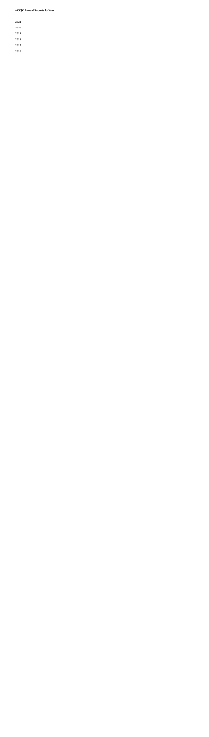**ACCJC Annual Reports By Year**

**2021**

**2020**

**2019**

**2018**

**2017**

**2016**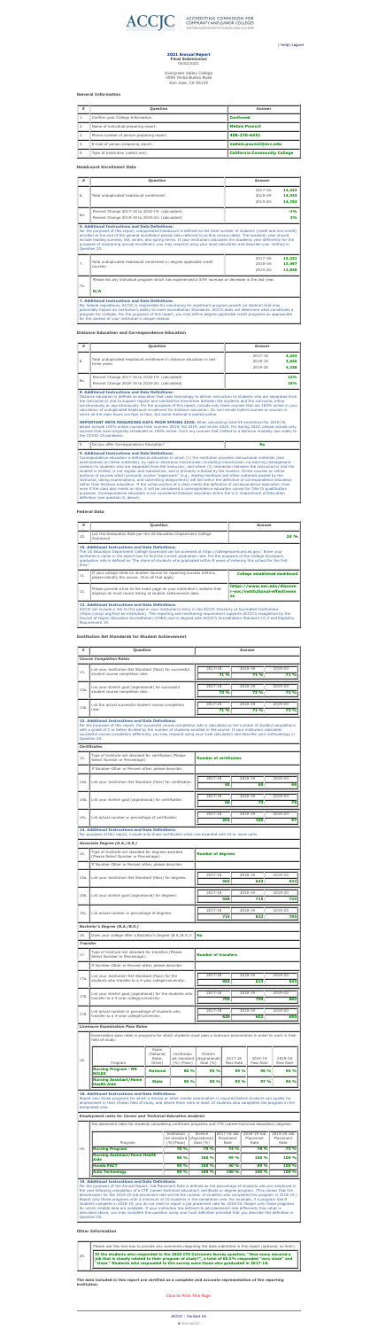| Help | Logout

# ACCJC ACCREDITING COMMISSION FOR COMMUNITY AND JUNIOR COLLEGES

WESTERN ASSOCIATION OF SCHOOLS AND COLLEGES

**2021 Annual Report**
**Final Submission**
04/02/2021

Evergreen Valley College
3095 Yerba Buena Road
San Jose, CA 95135

## General Information

| # | Question | Answer |
|---|---|---|
| 1. | Confirm your College Information | **Confirmed** |
| 2. | Name of individual preparing report: | **Mataio Pousuli** |
| 3. | Phone number of person preparing report: | **408-270-6451** |
| 4. | E-mail of person preparing report: | **mataio.pousuli@evc.edu** |
| 5. | Type of Institution (select one): | **California Community College** |

## Headcount Enrollment Data

| # | Question | Answer |
|---|---|---|
| 6. | Total unduplicated headcount enrollment: | 2017-18: **14,423**; 2018-19: **14,343**; 2019-20: **14,703** |
| 6a. | Percent Change 2017-18 to 2018-19: (calculated); Percent Change 2018-19 to 2019-20: (calculated) | **-1%**; **3%** |

**6. Additional Instructions and Data Definitions:**
For the purpose of this report, unduplicated headcount is defined as the total number of students (credit and non-credit) enrolled at the end of the general academic period (also referred to as first census date). The academic year should include leading summer, fall, winter, and spring terms. If your institution calculates the academic year differently for the purposes of monitoring annual enrollment, you may respond using your local calculation and describe your method in Question 20.

| # | Question | Answer |
|---|---|---|
| 7. | Total unduplicated headcount enrollment in degree applicable credit courses: | 2017-18: **13,321**; 2018-19: **13,097**; 2019-20: **13,840** |
| 7a. | Please list any individual program which has experienced a 50% increase or decrease in the last year. | **N/A** |

**7. Additional Instructions and Data Definitions:**
Per federal regulations, ACCJC is responsible for monitoring for significant program growth (or decline) that may potentially impact an institution's ability to meet Accreditation Standards. ACCJC does not determine what constitutes a program for colleges. For the purposes of this report, you may define degree-applicable credit programs as appropriate for the context of your institution's unique mission.

## Distance Education and Correspondence Education

| # | Question | Answer |
|---|---|---|
| 8. | Total unduplicated headcount enrollment in distance education in last three years: | 2017-18: **3,244**; 2018-19: **3,648**; 2019-20: **4,338** |
| 8a. | Percent Change 2017-18 to 2018-19: (calculated); Percent Change 2018-19 to 2019-20: (calculated) | **12%**; **19%** |

**8. Additional Instructions and Data Definitions:**
Distance education is defined as education that uses technology to deliver instruction to students who are separated from the instructor(s) and to support regular and substantive interaction between the students and the instructor, either synchronously or asynchronously. For the purposes of this report, include only those courses that are 100% online in your calculation of unduplicated headcount enrollment for distance education. Do not include hybrid courses or courses in which all the class hours are face-to-face, but some material is posted online.

**IMPORTANT NOTE REGARDING DATA FROM SPRING 2020:** When calculating total DE enrollment for 2019-20, please include 100% online courses from summer 2019, fall 2019, and winter 2020. For Spring 2020, please include only courses that were originally scheduled as 100% online. Omit any courses that shifted to a distance modality due to the COVID-19 pandemic.

| # | Question | Answer |
|---|---|---|
| 9. | Do you offer Correspondence Education? | **No** |

**9. Additional Instructions and Data Definitions:**
Correspondence education is defined as education in which (1) the institution provides instructional materials (and examinations on those materials), by mail or electronic transmission (including transmission via learning management system) to students who are separated from the instructor; and (2) interaction between the instructor(s) and the student is limited, is not regular and substantive, and is primarily initiated by the student. Online courses or online portions of courses which primarily involve "paperwork" (e.g., reading textbooks and other materials posted by the instructor, taking examinations, and submitting assignments) will fall within the definition of correspondence education rather than distance education. If the online portion of a class meets the definition of correspondence education, then even if the class also meets on site, it will be considered a correspondence education course for Title IV qualification purposes. Correspondence education is not considered distance education within the U.S. Department of Education definition (see question 8, above).

## Federal Data

| # | Question | Answer |
|---|---|---|
| 10. | List the Graduation Rate per the US Education Department College Scorecard: | **24 %** |

**10. Additional Instructions and Data Definitions:**
The US Education Department College Scorecard can be accessed at https://collegescorecard.ed.gov/. Enter your institution's name in the search box to find the current graduation rate. For the purposes of the College Scorecard, graduation rate is defined as "the share of students who graduated within 8 years of entering this school for the first time."

| # | Question | Answer |
|---|---|---|
| 11. | If your college relies on another source for reporting success metrics, please identify the source. Click all that apply. | **College established dashboard** |
| 12. | Please provide a link to the exact page on your institution's website that displays its most recent listing of student achievement data. | **https://www.evc.edu/discover-evc/institutional-effectiveness** |

**12. Additional Instructions and Data Definitions:**
ACCJC will include a link to this page in your institution's entry in the ACCJC Directory of Accredited Institutions (https://accjc.org/find-an-institution). This reporting and monitoring requirement supports ACCJC's recognition by the Council of Higher Education Accreditation (CHEA) and is aligned with ACCJC's Accreditation Standard I.C.3 and Eligibility Requirement 19.

## Institution Set Standards for Student Achievement

| # | Question | 2017-18 | 2018-19 | 2019-20 |
|---|---|---|---|---|
| | *Course Completion Rates* | | | |
| 13. | List your institution-Set Standard (floor) for successful student course completion rate: | 71 % | 71 % | 71 % |
| 13a. | List your stretch goal (aspirational) for successful student course completion rate: | 73 % | 73 % | 73 % |
| 13b. | List the actual successful student course completion rate: | 71 % | 71 % | 73 % |

**13. Additional Instructions and Data Definitions:**
For the purposes of this report, the successful course completion rate is calculated as the number of student completions with a grade of C or better divided by the number of students enrolled in the course. If your institution calculates successful course completion differently, you may respond using your local calculation and describe your methodology in Question 20.

| # | Question | 2017-18 | 2018-19 | 2019-20 |
|---|---|---|---|---|
| | *Certificates* | | | |
| 14. | Type of institution-set standard for certificates (Please Select Number or Percentage): | **Number of certificates** | | |
| | If Number-Other or Percent-other, please describe: | | | |
| 14a. | List your institution-Set Standard (floor) for certificates: | 66 | 66 | 66 |
| 14b. | List your stretch goal (aspirational) for certificates: | 69 | 72 | 74 |
| 14c. | List actual number or percentage of certificates: | 201 | 185 | 97 |

**14. Additional Instructions and Data Definitions:**
For purposes of this report, include only those certificates which are awarded with 16 or more units.

| # | Question | 2017-18 | 2018-19 | 2019-20 |
|---|---|---|---|---|
| | *Associate Degrees (A.A./A.S.)* | | | |
| 15. | Type of institution-set standard for degrees awarded (Please Select Number or Percentage): | **Number of degrees** | | |
| | If Number-Other or Percent-other, please describe: | | | |
| 15a. | List your institution-Set Standard (floor) for degrees: | 682 | 642 | 643 |
| 15b. | List your stretch goal (aspirational) for degrees: | 688 | 715 | 730 |
| 15c. | List actual number or percentage of degrees: | 715 | 822 | 744 |
| | *Bachelor's Degree (B.A./B.S.)* | | | |
| 16. | Does your college offer a Bachelor's Degree (B.A./B.S.)? | **No** | | |
| | *Transfer* | | | |
| 17. | Type of institution-set standard for transfers (Please Select Number or Percentage): | **Number of transfers** | | |
| | If Number-Other or Percent-other, please describe: | | | |
| 17a. | List your institution-Set Standard (floor) for students who transfer to a 4-year college/university: | 583 | 613 | 643 |
| 17b. | List your stretch goal (aspirational) for the students who transfer to a 4-year college/university: | 700 | 760 | 805 |
| 17c. | List actual number or percentage of students who transfer to a 4-year college/university: | 656 | 603 | 655 |

### Licensure Examination Pass Rates

18. Examination pass rates in programs for which students must pass a licensure examination in order to work in their field of study:

| Program | Exam (National, State, Other) | Institution-set Standard (%) (Floor) | Stretch (Aspirational) Goal (%) | 2017-18 Pass Rate | 2018-19 Pass Rate | 2019-20 Pass Rate |
|---|---|---|---|---|---|---|
| **Nursing Program - RN NCLEX** | **National** | 80 % | 95 % | 95 % | 96 % | 95 % |
| **Nursing Assistant/Home Health Aide** | **State** | 90 % | 95 % | 93 % | 97 % | 96 % |

**18. Additional Instructions and Data Definitions:**
Report only those programs for which a license or other similar examination is required before students can qualify for employment in their chosen field of study, and where there were at least 10 students who completed the program in the designated year.

### Employment rates for Career and Technical Education students

19. Job placement rates for students completing certificate programs and CTE (career-technical education) degrees:

| Program | Institution-set Standard (%) (Floor) | Stretch (Aspirational) Goal (%) | 2017-18 Job Placement Rate | 2018-19 Job Placement Rate | 2019-20 Job Placement Rate |
|---|---|---|---|---|---|
| **Nursing Program** | 70 % | 75 % | 74 % | 78 % | 73 % |
| **Nursing Assistant/Home Health Aide** | 90 % | 100 % | 99 % | 100 % | 100 % |
| **Honda PACT** | 90 % | 100 % | 40 % | 80 % | 100 % |
| **Auto Technology** | 90 % | 100 % | 100 % | 100 % | 100 % |

**19. Additional Instructions and Data Definitions:**
For the purpose of the Annual Report, Job Placement Rate is defined as the percentage of students who are employed in the year following completion of a CTE (career-technical education) certificate or degree program. (This means that the denominator for the 2019-20 job placement rate will be the number of students who completed the program in 2018-19.) Report only those programs with a minimum of 10 students in the completion year. For example, if a program had 8 students complete in 2018-19, you do not need to report a job placement rate for 2019-20. Report only those programs for which reliable data are available. If your institution has defined its job placement rate differently than what is described above, you may complete this question using your local definition provided that you describe this definition in Question 20.

## Other Information

| # | Question | Answer |
|---|---|---|
| 20. | Please use this text box to provide any comments regarding the data submitted in this report (optional, no limit): | **Of the students who responded to the 2020 CTE Outcomes Survey question, "How many secured a job that is closely related to their program of study?", a total of 88.5% responded "very close" and "close." Students who responded to this survey were those who graduated in 2017-18.** |

**The data included in this report are certified as a complete and accurate representation of the reporting institution.**

Click to Print This Page

ACCJC | Contact Us
© ACCJC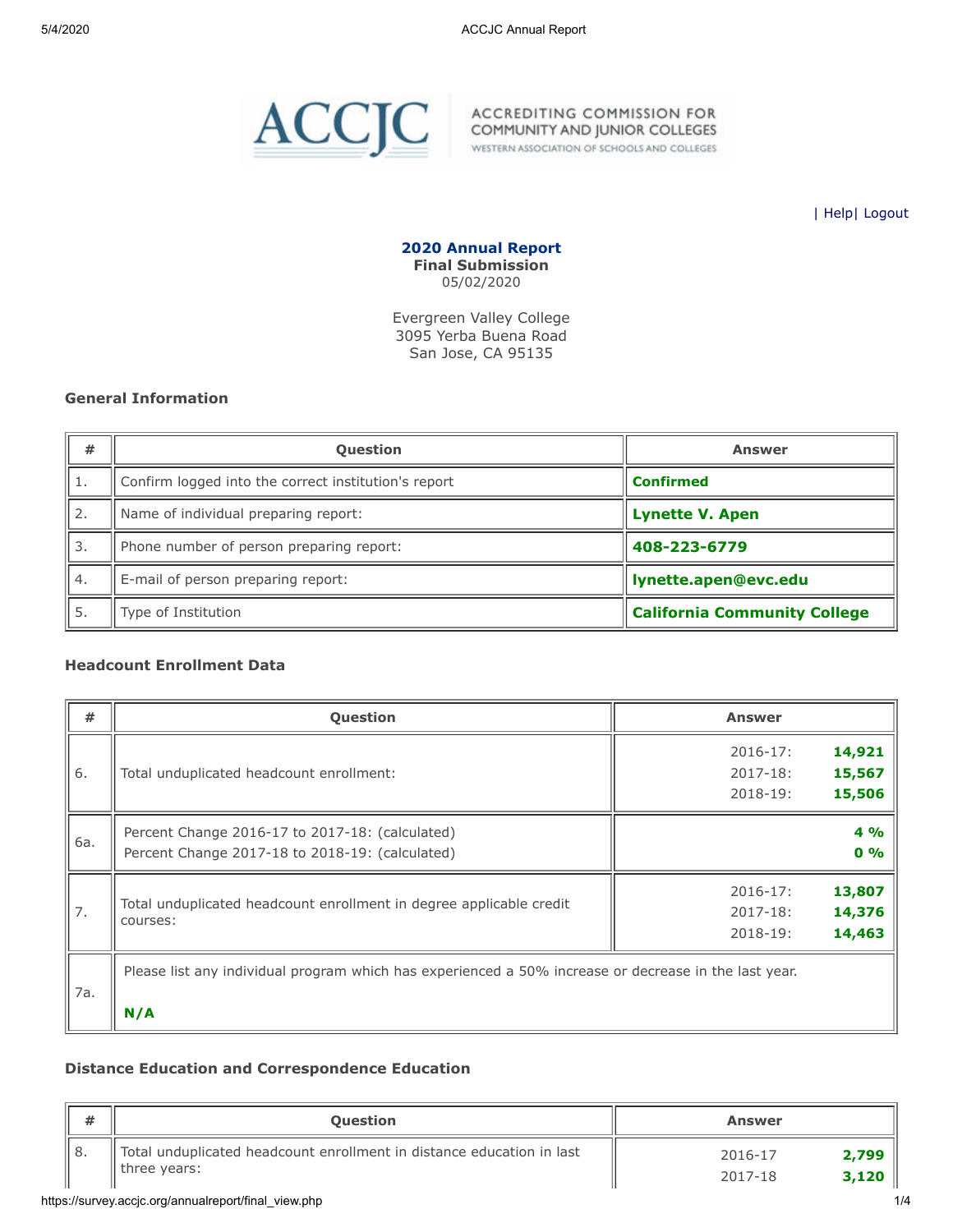ACCREDITING COMMISSION FOR COMMUNITY AND JUNIOR COLLEGES
WESTERN ASSOCIATION OF SCHOOLS AND COLLEGES

| Help| Logout

**2020 Annual Report**
**Final Submission**
05/02/2020

Evergreen Valley College
3095 Yerba Buena Road
San Jose, CA 95135

### General Information

| # | Question | Answer |
|---|---|---|
| 1. | Confirm logged into the correct institution's report | **Confirmed** |
| 2. | Name of individual preparing report: | **Lynette V. Apen** |
| 3. | Phone number of person preparing report: | **408-223-6779** |
| 4. | E-mail of person preparing report: | **lynette.apen@evc.edu** |
| 5. | Type of Institution | **California Community College** |

### Headcount Enrollment Data

| # | Question | Answer |
|---|---|---|
| 6. | Total unduplicated headcount enrollment: | 2016-17: **14,921**<br>2017-18: **15,567**<br>2018-19: **15,506** |
| 6a. | Percent Change 2016-17 to 2017-18: (calculated)<br>Percent Change 2017-18 to 2018-19: (calculated) | **4 %**<br>**0 %** |
| 7. | Total unduplicated headcount enrollment in degree applicable credit courses: | 2016-17: **13,807**<br>2017-18: **14,376**<br>2018-19: **14,463** |
| 7a. | Please list any individual program which has experienced a 50% increase or decrease in the last year.<br><br>**N/A** | |

### Distance Education and Correspondence Education

| # | Question | Answer |
|---|---|---|
| 8. | Total unduplicated headcount enrollment in distance education in last three years: | 2016-17 **2,799**<br>2017-18 **3,120** |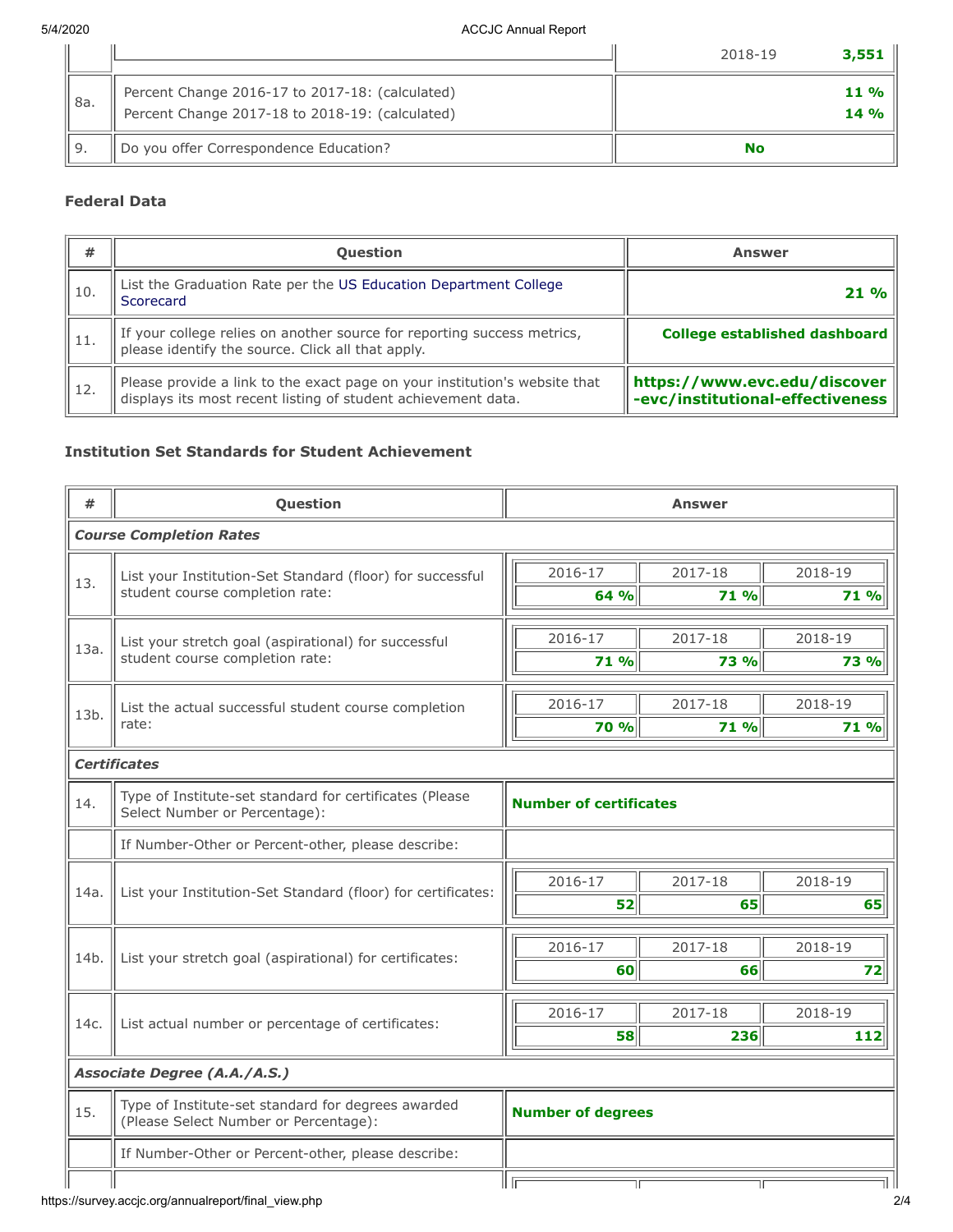| | | 2018-19 | 3,551 |
|---|---|---|---|
| 8a. | Percent Change 2016-17 to 2017-18: (calculated)<br>Percent Change 2017-18 to 2018-19: (calculated) | | **11 %**<br>**14 %** |
| 9. | Do you offer Correspondence Education? | **No** | |

### Federal Data

| # | Question | Answer |
|---|---|---|
| 10. | List the Graduation Rate per the US Education Department College Scorecard | **21 %** |
| 11. | If your college relies on another source for reporting success metrics, please identify the source. Click all that apply. | **College established dashboard** |
| 12. | Please provide a link to the exact page on your institution's website that displays its most recent listing of student achievement data. | **https://www.evc.edu/discover-evc/institutional-effectiveness** |

### Institution Set Standards for Student Achievement

| # | Question | 2016-17 | 2017-18 | 2018-19 |
|---|---|---|---|---|
| ***Course Completion Rates*** | | | | |
| 13. | List your Institution-Set Standard (floor) for successful student course completion rate: | **64 %** | **71 %** | **71 %** |
| 13a. | List your stretch goal (aspirational) for successful student course completion rate: | **71 %** | **73 %** | **73 %** |
| 13b. | List the actual successful student course completion rate: | **70 %** | **71 %** | **71 %** |
| ***Certificates*** | | | | |
| 14. | Type of Institute-set standard for certificates (Please Select Number or Percentage): | **Number of certificates** | | |
| | If Number-Other or Percent-other, please describe: | | | |
| 14a. | List your Institution-Set Standard (floor) for certificates: | **52** | **65** | **65** |
| 14b. | List your stretch goal (aspirational) for certificates: | **60** | **66** | **72** |
| 14c. | List actual number or percentage of certificates: | **58** | **236** | **112** |
| ***Associate Degree (A.A./A.S.)*** | | | | |
| 15. | Type of Institute-set standard for degrees awarded (Please Select Number or Percentage): | **Number of degrees** | | |
| | If Number-Other or Percent-other, please describe: | | | |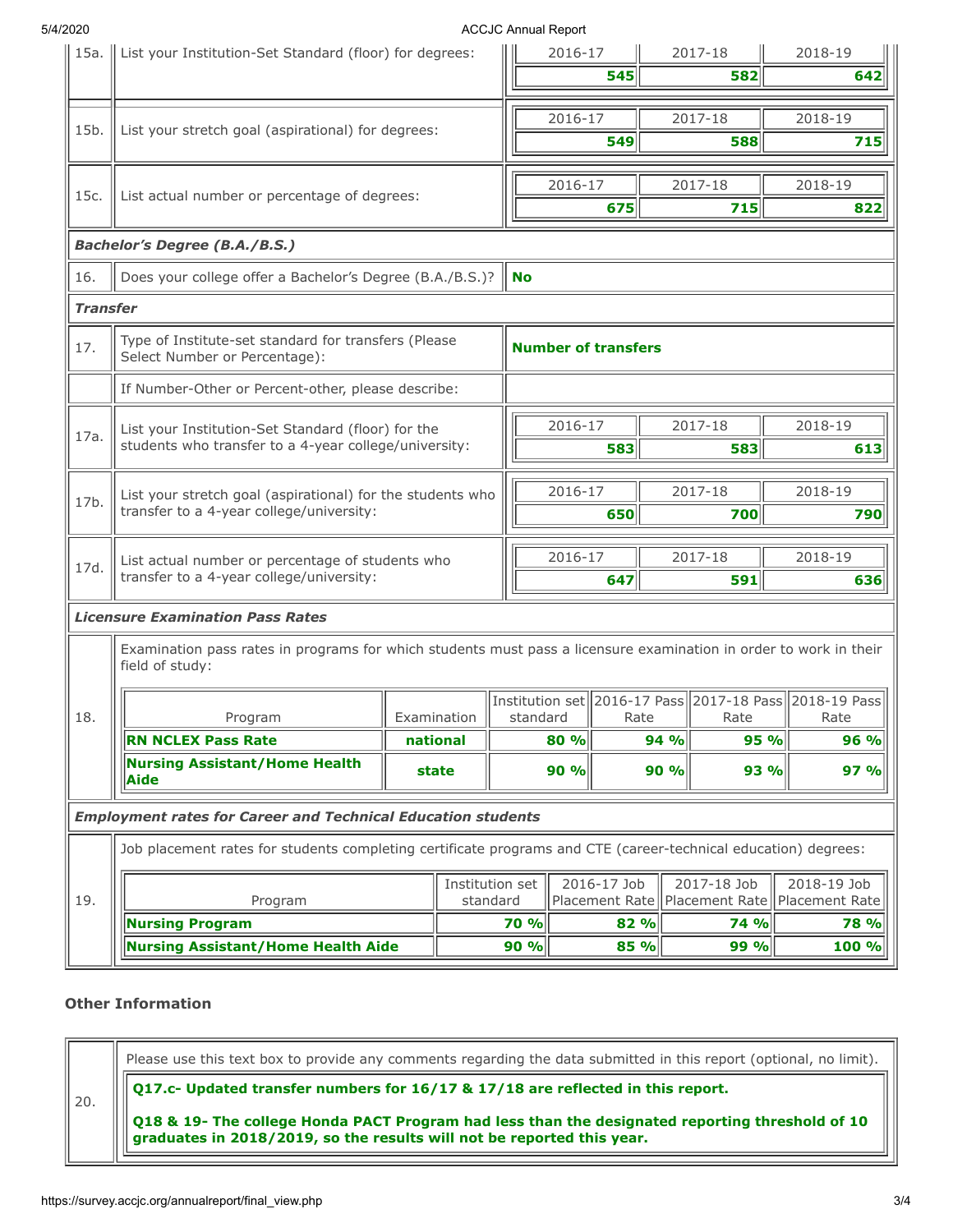| | | 2016-17 | 2017-18 | 2018-19 |
|---|---|---|---|---|
| 15a. | List your Institution-Set Standard (floor) for degrees: | **545** | **582** | **642** |
| 15b. | List your stretch goal (aspirational) for degrees: | **549** | **588** | **715** |
| 15c. | List actual number or percentage of degrees: | **675** | **715** | **822** |

***Bachelor's Degree (B.A./B.S.)***

| | | |
|---|---|---|
| 16. | Does your college offer a Bachelor's Degree (B.A./B.S.)? | **No** |

***Transfer***

| | | |
|---|---|---|
| 17. | Type of Institute-set standard for transfers (Please Select Number or Percentage): | **Number of transfers** |
| | If Number-Other or Percent-other, please describe: | |

| | | 2016-17 | 2017-18 | 2018-19 |
|---|---|---|---|---|
| 17a. | List your Institution-Set Standard (floor) for the students who transfer to a 4-year college/university: | **583** | **583** | **613** |
| 17b. | List your stretch goal (aspirational) for the students who transfer to a 4-year college/university: | **650** | **700** | **790** |
| 17d. | List actual number or percentage of students who transfer to a 4-year college/university: | **647** | **591** | **636** |

***Licensure Examination Pass Rates***

18. Examination pass rates in programs for which students must pass a licensure examination in order to work in their field of study:

| Program | Examination | Institution set standard | 2016-17 Pass Rate | 2017-18 Pass Rate | 2018-19 Pass Rate |
|---|---|---|---|---|---|
| **RN NCLEX Pass Rate** | **national** | **80 %** | **94 %** | **95 %** | **96 %** |
| **Nursing Assistant/Home Health Aide** | **state** | **90 %** | **90 %** | **93 %** | **97 %** |

***Employment rates for Career and Technical Education students***

19. Job placement rates for students completing certificate programs and CTE (career-technical education) degrees:

| Program | Institution set standard | 2016-17 Job Placement Rate | 2017-18 Job Placement Rate | 2018-19 Job Placement Rate |
|---|---|---|---|---|
| **Nursing Program** | **70 %** | **82 %** | **74 %** | **78 %** |
| **Nursing Assistant/Home Health Aide** | **90 %** | **85 %** | **99 %** | **100 %** |

### Other Information

20. Please use this text box to provide any comments regarding the data submitted in this report (optional, no limit).

**Q17.c- Updated transfer numbers for 16/17 & 17/18 are reflected in this report.**

**Q18 & 19- The college Honda PACT Program had less than the designated reporting threshold of 10 graduates in 2018/2019, so the results will not be reported this year.**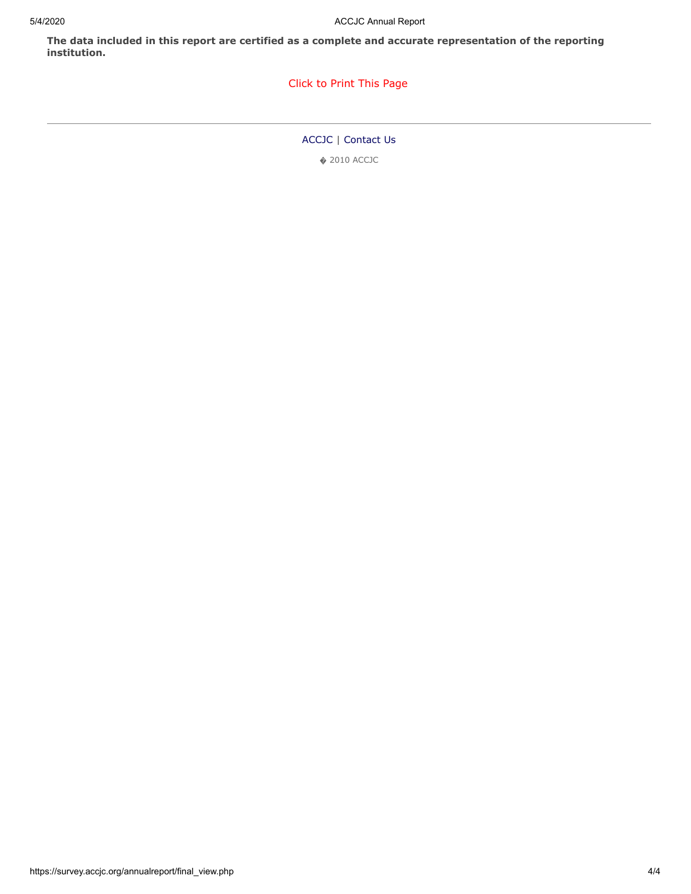**The data included in this report are certified as a complete and accurate representation of the reporting institution.**

Click to Print This Page

---

ACCJC | Contact Us

� 2010 ACCJC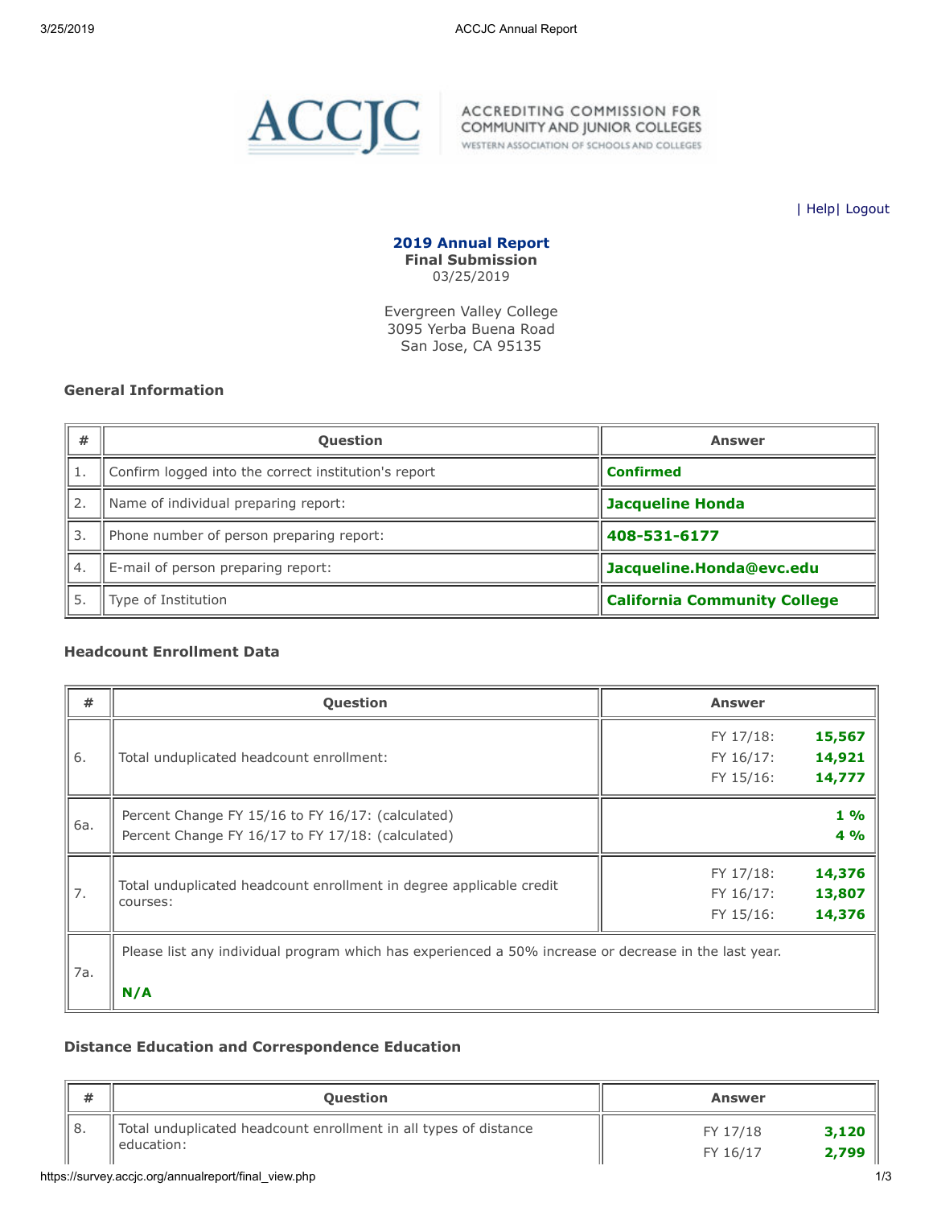ACCREDITING COMMISSION FOR COMMUNITY AND JUNIOR COLLEGES
WESTERN ASSOCIATION OF SCHOOLS AND COLLEGES

| Help | Logout

**2019 Annual Report**
**Final Submission**
03/25/2019

Evergreen Valley College
3095 Yerba Buena Road
San Jose, CA 95135

### General Information

| # | Question | Answer |
|---|---|---|
| 1. | Confirm logged into the correct institution's report | **Confirmed** |
| 2. | Name of individual preparing report: | **Jacqueline Honda** |
| 3. | Phone number of person preparing report: | **408-531-6177** |
| 4. | E-mail of person preparing report: | **Jacqueline.Honda@evc.edu** |
| 5. | Type of Institution | **California Community College** |

### Headcount Enrollment Data

| # | Question | Answer |
|---|---|---|
| 6. | Total unduplicated headcount enrollment: | FY 17/18: **15,567**<br>FY 16/17: **14,921**<br>FY 15/16: **14,777** |
| 6a. | Percent Change FY 15/16 to FY 16/17: (calculated)<br>Percent Change FY 16/17 to FY 17/18: (calculated) | **1 %**<br>**4 %** |
| 7. | Total unduplicated headcount enrollment in degree applicable credit courses: | FY 17/18: **14,376**<br>FY 16/17: **13,807**<br>FY 15/16: **14,376** |
| 7a. | Please list any individual program which has experienced a 50% increase or decrease in the last year.<br><br>**N/A** | |

### Distance Education and Correspondence Education

| # | Question | Answer |
|---|---|---|
| 8. | Total unduplicated headcount enrollment in all types of distance education: | FY 17/18 **3,120**<br>FY 16/17 **2,799** |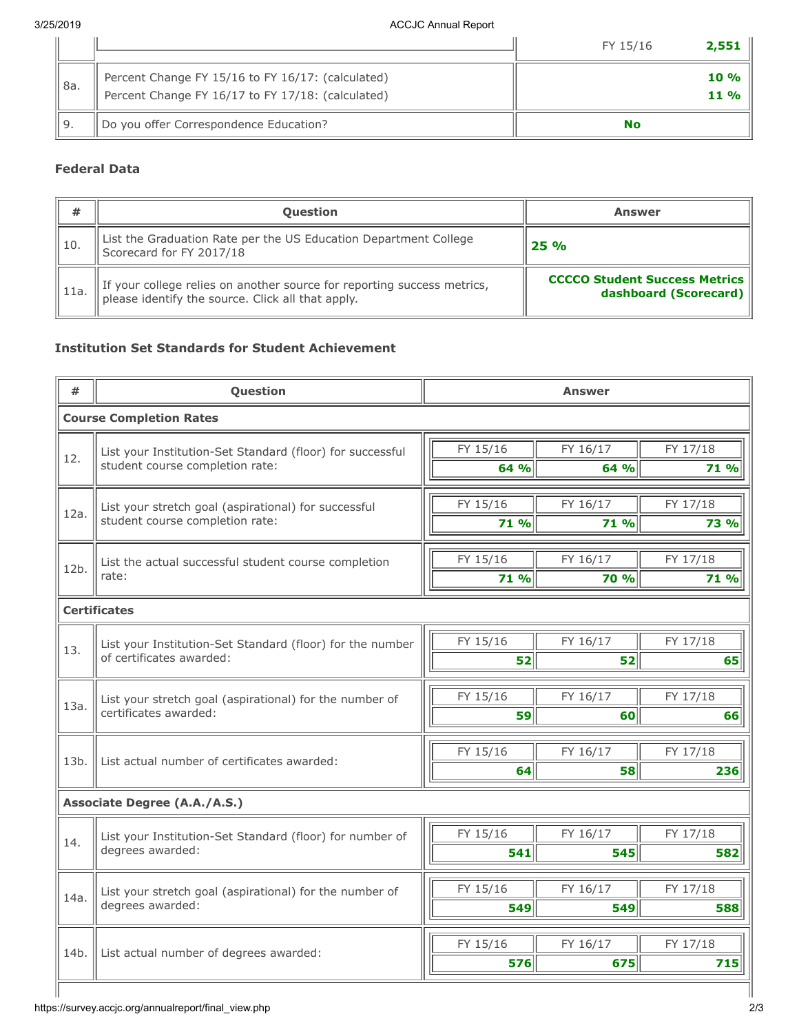| | | |
|---|---|---|
| | | FY 15/16 **2,551** |
| 8a. | Percent Change FY 15/16 to FY 16/17: (calculated)<br>Percent Change FY 16/17 to FY 17/18: (calculated) | **10 %**<br>**11 %** |
| 9. | Do you offer Correspondence Education? | **No** |

### Federal Data

| # | Question | Answer |
|---|---|---|
| 10. | List the Graduation Rate per the US Education Department College Scorecard for FY 2017/18 | **25 %** |
| 11a. | If your college relies on another source for reporting success metrics, please identify the source. Click all that apply. | **CCCCO Student Success Metrics dashboard (Scorecard)** |

### Institution Set Standards for Student Achievement

| # | Question | FY 15/16 | FY 16/17 | FY 17/18 |
|---|---|---|---|---|
| **Course Completion Rates** | | | | |
| 12. | List your Institution-Set Standard (floor) for successful student course completion rate: | **64 %** | **64 %** | **71 %** |
| 12a. | List your stretch goal (aspirational) for successful student course completion rate: | **71 %** | **71 %** | **73 %** |
| 12b. | List the actual successful student course completion rate: | **71 %** | **70 %** | **71 %** |
| **Certificates** | | | | |
| 13. | List your Institution-Set Standard (floor) for the number of certificates awarded: | **52** | **52** | **65** |
| 13a. | List your stretch goal (aspirational) for the number of certificates awarded: | **59** | **60** | **66** |
| 13b. | List actual number of certificates awarded: | **64** | **58** | **236** |
| **Associate Degree (A.A./A.S.)** | | | | |
| 14. | List your Institution-Set Standard (floor) for number of degrees awarded: | **541** | **545** | **582** |
| 14a. | List your stretch goal (aspirational) for the number of degrees awarded: | **549** | **549** | **588** |
| 14b. | List actual number of degrees awarded: | **576** | **675** | **715** |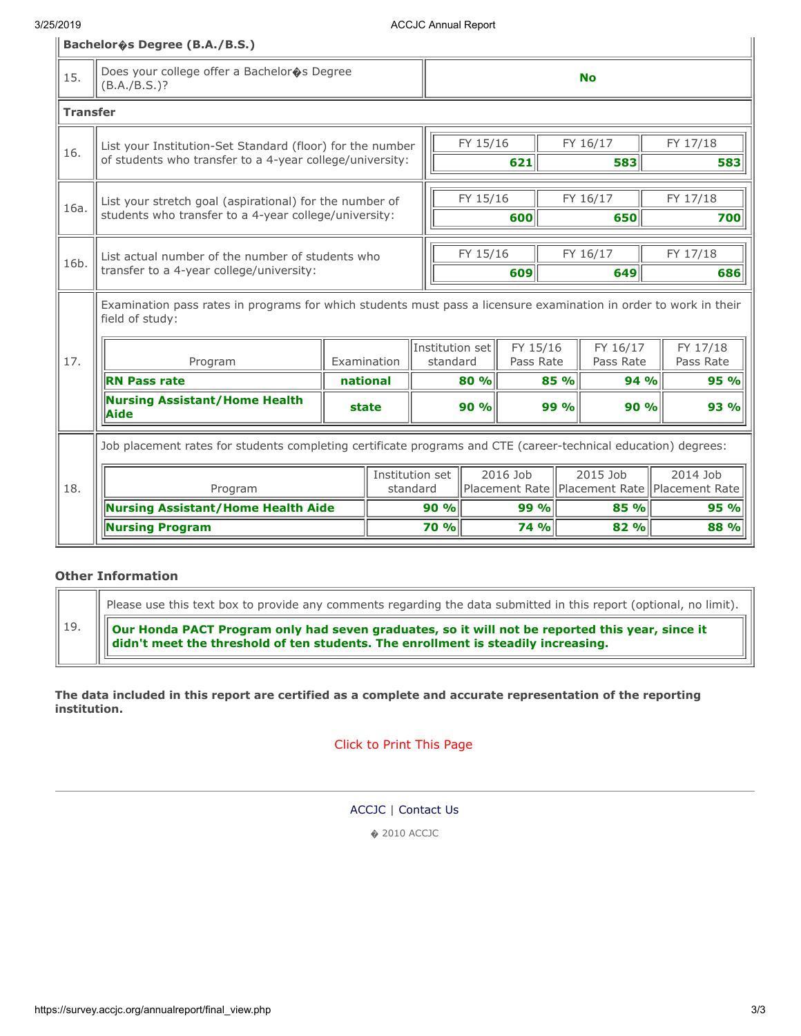**Bachelor�s Degree (B.A./B.S.)**

| | | |
|---|---|---|
| 15. | Does your college offer a Bachelor�s Degree (B.A./B.S.)? | **No** |

**Transfer**

| | | FY 15/16 | FY 16/17 | FY 17/18 |
|---|---|---|---|---|
| 16. | List your Institution-Set Standard (floor) for the number of students who transfer to a 4-year college/university: | **621** | **583** | **583** |
| 16a. | List your stretch goal (aspirational) for the number of students who transfer to a 4-year college/university: | **600** | **650** | **700** |
| 16b. | List actual number of the number of students who transfer to a 4-year college/university: | **609** | **649** | **686** |

17. Examination pass rates in programs for which students must pass a licensure examination in order to work in their field of study:

| Program | Examination | Institution set standard | FY 15/16 Pass Rate | FY 16/17 Pass Rate | FY 17/18 Pass Rate |
|---|---|---|---|---|---|
| **RN Pass rate** | **national** | **80 %** | **85 %** | **94 %** | **95 %** |
| **Nursing Assistant/Home Health Aide** | **state** | **90 %** | **99 %** | **90 %** | **93 %** |

18. Job placement rates for students completing certificate programs and CTE (career-technical education) degrees:

| Program | Institution set standard | 2016 Job Placement Rate | 2015 Job Placement Rate | 2014 Job Placement Rate |
|---|---|---|---|---|
| **Nursing Assistant/Home Health Aide** | **90 %** | **99 %** | **85 %** | **95 %** |
| **Nursing Program** | **70 %** | **74 %** | **82 %** | **88 %** |

### Other Information

19. Please use this text box to provide any comments regarding the data submitted in this report (optional, no limit).

**Our Honda PACT Program only had seven graduates, so it will not be reported this year, since it didn't meet the threshold of ten students. The enrollment is steadily increasing.**

**The data included in this report are certified as a complete and accurate representation of the reporting institution.**

Click to Print This Page

ACCJC | Contact Us

� 2010 ACCJC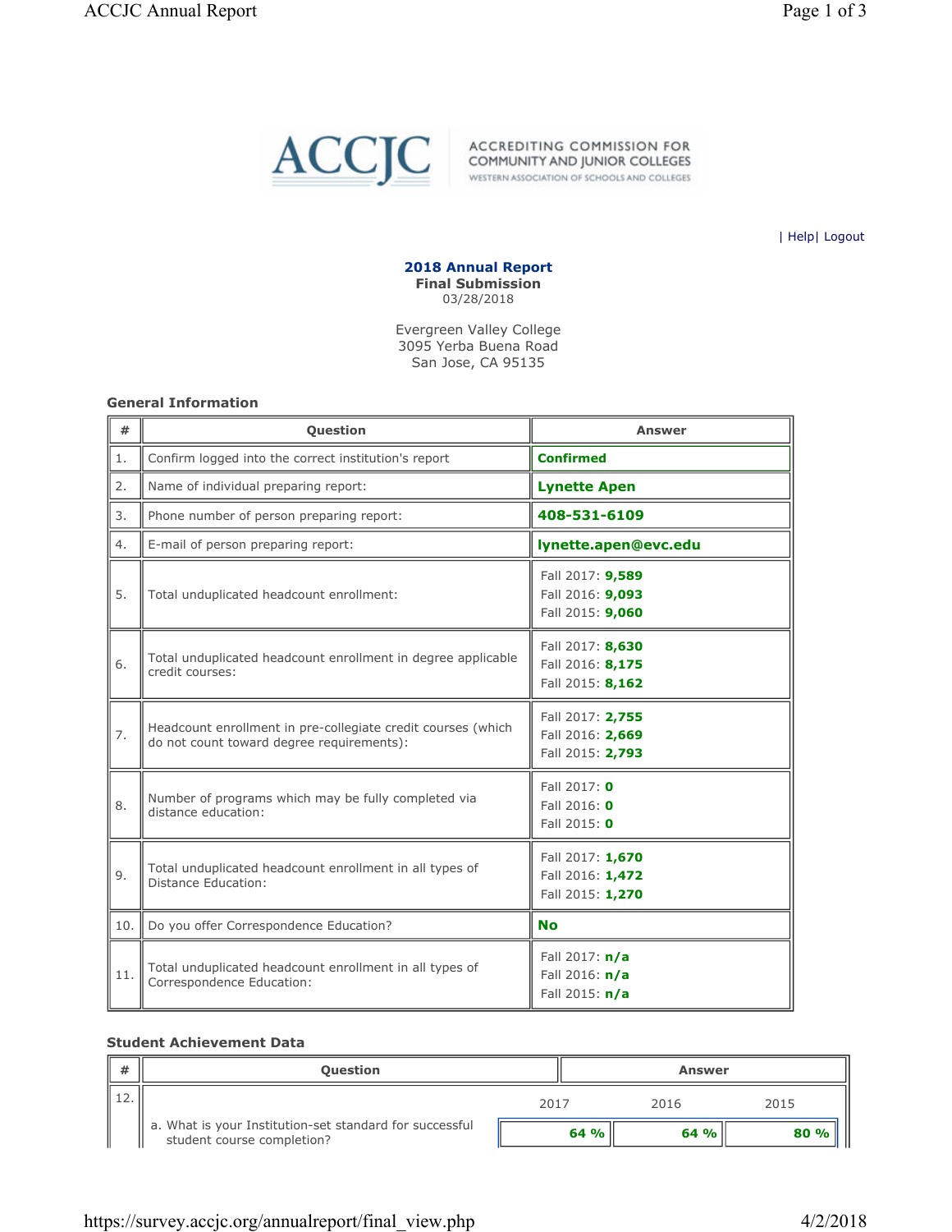ACCREDITING COMMISSION FOR COMMUNITY AND JUNIOR COLLEGES
WESTERN ASSOCIATION OF SCHOOLS AND COLLEGES

| Help| Logout

**2018 Annual Report**
**Final Submission**
03/28/2018

Evergreen Valley College
3095 Yerba Buena Road
San Jose, CA 95135

### General Information

| # | Question | Answer |
|---|---|---|
| 1. | Confirm logged into the correct institution's report | **Confirmed** |
| 2. | Name of individual preparing report: | **Lynette Apen** |
| 3. | Phone number of person preparing report: | **408-531-6109** |
| 4. | E-mail of person preparing report: | **lynette.apen@evc.edu** |
| 5. | Total unduplicated headcount enrollment: | Fall 2017: **9,589**<br>Fall 2016: **9,093**<br>Fall 2015: **9,060** |
| 6. | Total unduplicated headcount enrollment in degree applicable credit courses: | Fall 2017: **8,630**<br>Fall 2016: **8,175**<br>Fall 2015: **8,162** |
| 7. | Headcount enrollment in pre-collegiate credit courses (which do not count toward degree requirements): | Fall 2017: **2,755**<br>Fall 2016: **2,669**<br>Fall 2015: **2,793** |
| 8. | Number of programs which may be fully completed via distance education: | Fall 2017: **0**<br>Fall 2016: **0**<br>Fall 2015: **0** |
| 9. | Total unduplicated headcount enrollment in all types of Distance Education: | Fall 2017: **1,670**<br>Fall 2016: **1,472**<br>Fall 2015: **1,270** |
| 10. | Do you offer Correspondence Education? | **No** |
| 11. | Total unduplicated headcount enrollment in all types of Correspondence Education: | Fall 2017: **n/a**<br>Fall 2016: **n/a**<br>Fall 2015: **n/a** |

### Student Achievement Data

| # | Question | 2017 | 2016 | 2015 |
|---|---|---|---|---|
| 12. | a. What is your Institution-set standard for successful student course completion? | **64 %** | **64 %** | **80 %** |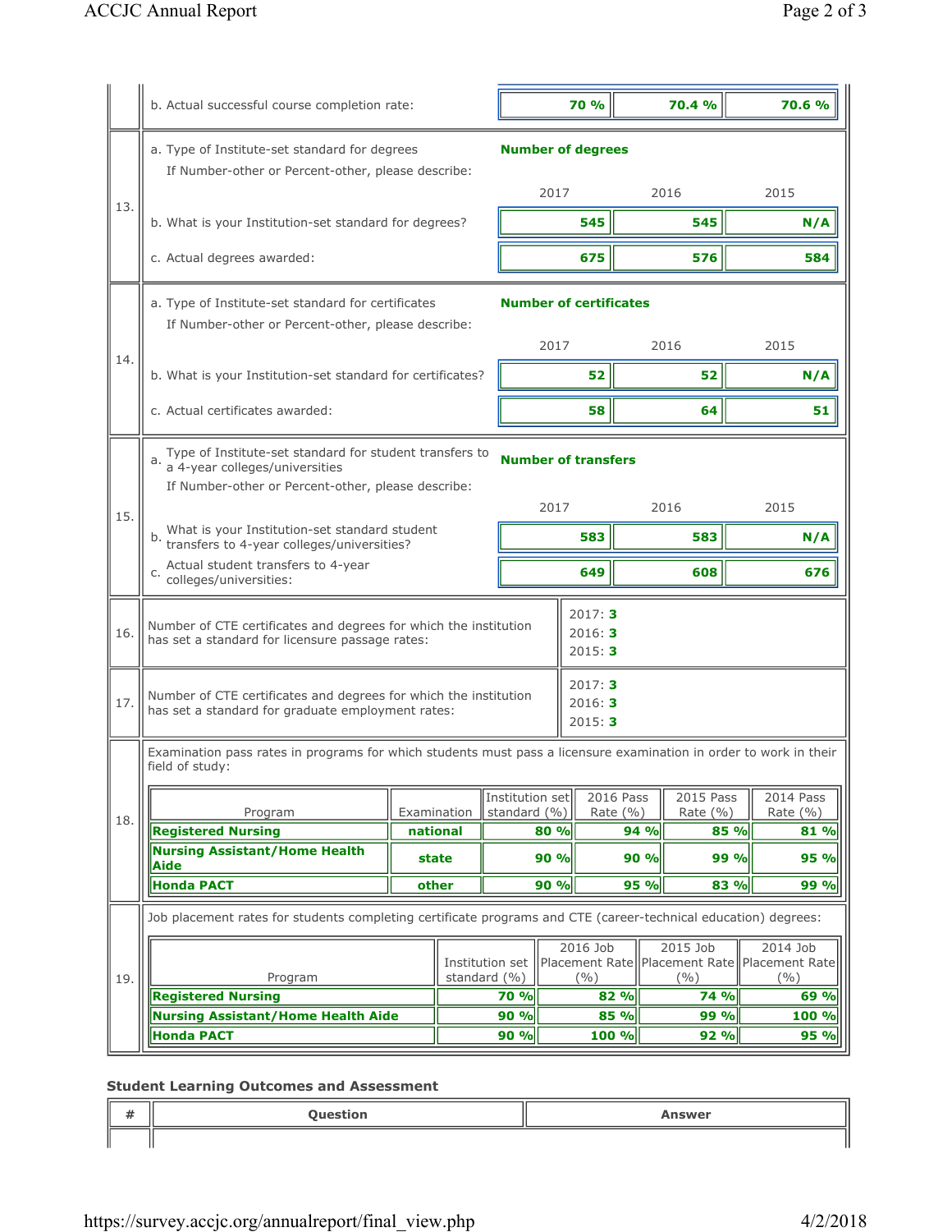| # | Question | 2017 | 2016 | 2015 |
|---|---|---|---|---|
| | b. Actual successful course completion rate: | 70 % | 70.4 % | 70.6 % |
| 13. | a. Type of Institute-set standard for degrees<br>If Number-other or Percent-other, please describe: | **Number of degrees** | | |
| | b. What is your Institution-set standard for degrees? | 545 | 545 | N/A |
| | c. Actual degrees awarded: | 675 | 576 | 584 |
| 14. | a. Type of Institute-set standard for certificates<br>If Number-other or Percent-other, please describe: | **Number of certificates** | | |
| | b. What is your Institution-set standard for certificates? | 52 | 52 | N/A |
| | c. Actual certificates awarded: | 58 | 64 | 51 |
| 15. | a. Type of Institute-set standard for student transfers to a 4-year colleges/universities<br>If Number-other or Percent-other, please describe: | **Number of transfers** | | |
| | b. What is your Institution-set standard student transfers to 4-year colleges/universities? | 583 | 583 | N/A |
| | c. Actual student transfers to 4-year colleges/universities: | 649 | 608 | 676 |
| 16. | Number of CTE certificates and degrees for which the institution has set a standard for licensure passage rates: | 2017: **3** | 2016: **3** | 2015: **3** |
| 17. | Number of CTE certificates and degrees for which the institution has set a standard for graduate employment rates: | 2017: **3** | 2016: **3** | 2015: **3** |

**18.** Examination pass rates in programs for which students must pass a licensure examination in order to work in their field of study:

| Program | Examination | Institution set standard (%) | 2016 Pass Rate (%) | 2015 Pass Rate (%) | 2014 Pass Rate (%) |
|---|---|---|---|---|---|
| **Registered Nursing** | national | 80 % | 94 % | 85 % | 81 % |
| **Nursing Assistant/Home Health Aide** | state | 90 % | 90 % | 99 % | 95 % |
| **Honda PACT** | other | 90 % | 95 % | 83 % | 99 % |

**19.** Job placement rates for students completing certificate programs and CTE (career-technical education) degrees:

| Program | Institution set standard (%) | 2016 Job Placement Rate (%) | 2015 Job Placement Rate (%) | 2014 Job Placement Rate (%) |
|---|---|---|---|---|
| **Registered Nursing** | 70 % | 82 % | 74 % | 69 % |
| **Nursing Assistant/Home Health Aide** | 90 % | 85 % | 99 % | 100 % |
| **Honda PACT** | 90 % | 100 % | 92 % | 95 % |

### Student Learning Outcomes and Assessment

| # | Question | Answer |
|---|---|---|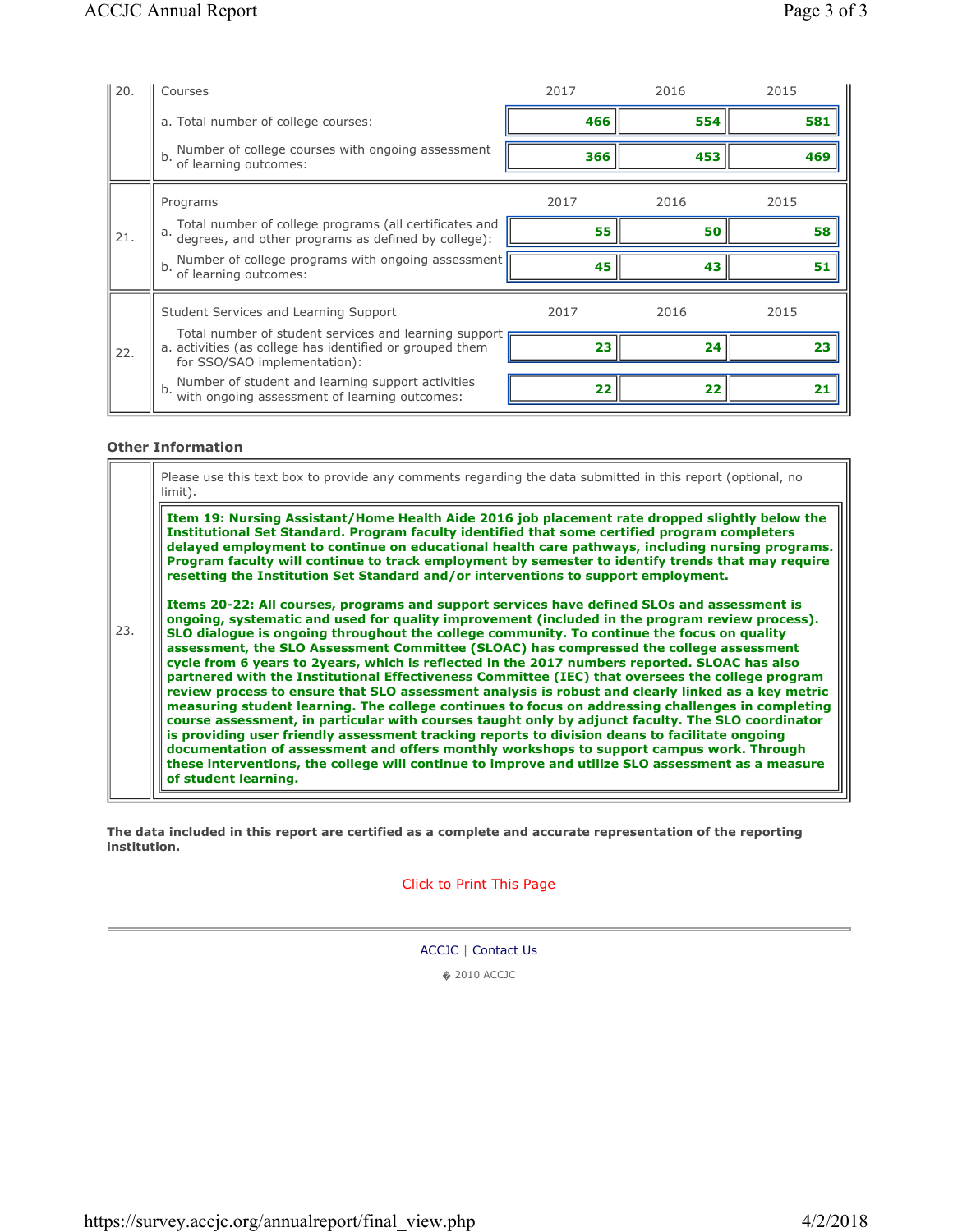| | | 2017 | 2016 | 2015 |
|---|---|---|---|---|
| 20. | Courses | | | |
| | a. Total number of college courses: | **466** | **554** | **581** |
| | b. Number of college courses with ongoing assessment of learning outcomes: | **366** | **453** | **469** |
| 21. | Programs | | | |
| | a. Total number of college programs (all certificates and degrees, and other programs as defined by college): | **55** | **50** | **58** |
| | b. Number of college programs with ongoing assessment of learning outcomes: | **45** | **43** | **51** |
| 22. | Student Services and Learning Support | | | |
| | a. Total number of student services and learning support activities (as college has identified or grouped them for SSO/SAO implementation): | **23** | **24** | **23** |
| | b. Number of student and learning support activities with ongoing assessment of learning outcomes: | **22** | **22** | **21** |

### Other Information

**23.** Please use this text box to provide any comments regarding the data submitted in this report (optional, no limit).

**Item 19: Nursing Assistant/Home Health Aide 2016 job placement rate dropped slightly below the Institutional Set Standard. Program faculty identified that some certified program completers delayed employment to continue on educational health care pathways, including nursing programs. Program faculty will continue to track employment by semester to identify trends that may require resetting the Institution Set Standard and/or interventions to support employment.**

**Items 20-22: All courses, programs and support services have defined SLOs and assessment is ongoing, systematic and used for quality improvement (included in the program review process). SLO dialogue is ongoing throughout the college community. To continue the focus on quality assessment, the SLO Assessment Committee (SLOAC) has compressed the college assessment cycle from 6 years to 2years, which is reflected in the 2017 numbers reported. SLOAC has also partnered with the Institutional Effectiveness Committee (IEC) that oversees the college program review process to ensure that SLO assessment analysis is robust and clearly linked as a key metric measuring student learning. The college continues to focus on addressing challenges in completing course assessment, in particular with courses taught only by adjunct faculty. The SLO coordinator is providing user friendly assessment tracking reports to division deans to facilitate ongoing documentation of assessment and offers monthly workshops to support campus work. Through these interventions, the college will continue to improve and utilize SLO assessment as a measure of student learning.**

**The data included in this report are certified as a complete and accurate representation of the reporting institution.**

Click to Print This Page

ACCJC | Contact Us

© 2010 ACCJC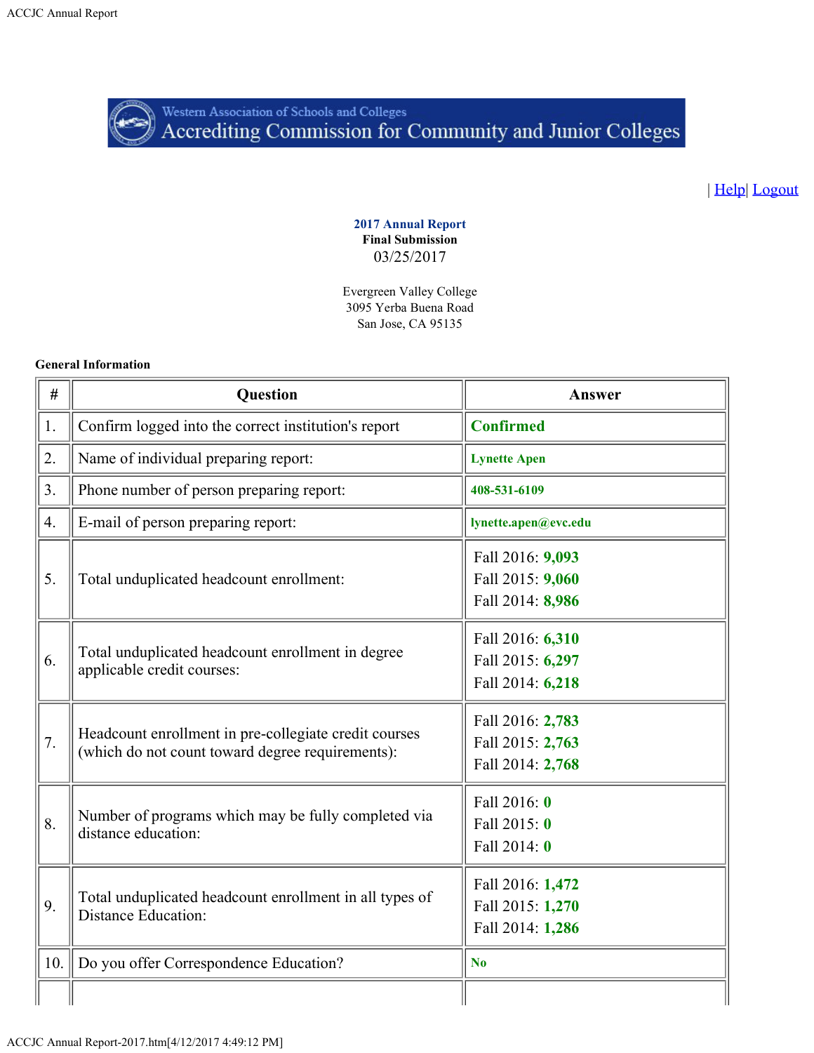Western Association of Schools and Colleges
Accrediting Commission for Community and Junior Colleges

| Help| Logout

**2017 Annual Report**
**Final Submission**
03/25/2017

Evergreen Valley College
3095 Yerba Buena Road
San Jose, CA 95135

**General Information**

| # | Question | Answer |
|---|---|---|
| 1. | Confirm logged into the correct institution's report | **Confirmed** |
| 2. | Name of individual preparing report: | **Lynette Apen** |
| 3. | Phone number of person preparing report: | **408-531-6109** |
| 4. | E-mail of person preparing report: | **lynette.apen@evc.edu** |
| 5. | Total unduplicated headcount enrollment: | Fall 2016: **9,093**<br>Fall 2015: **9,060**<br>Fall 2014: **8,986** |
| 6. | Total unduplicated headcount enrollment in degree applicable credit courses: | Fall 2016: **6,310**<br>Fall 2015: **6,297**<br>Fall 2014: **6,218** |
| 7. | Headcount enrollment in pre-collegiate credit courses (which do not count toward degree requirements): | Fall 2016: **2,783**<br>Fall 2015: **2,763**<br>Fall 2014: **2,768** |
| 8. | Number of programs which may be fully completed via distance education: | Fall 2016: **0**<br>Fall 2015: **0**<br>Fall 2014: **0** |
| 9. | Total unduplicated headcount enrollment in all types of Distance Education: | Fall 2016: **1,472**<br>Fall 2015: **1,270**<br>Fall 2014: **1,286** |
| 10. | Do you offer Correspondence Education? | **No** |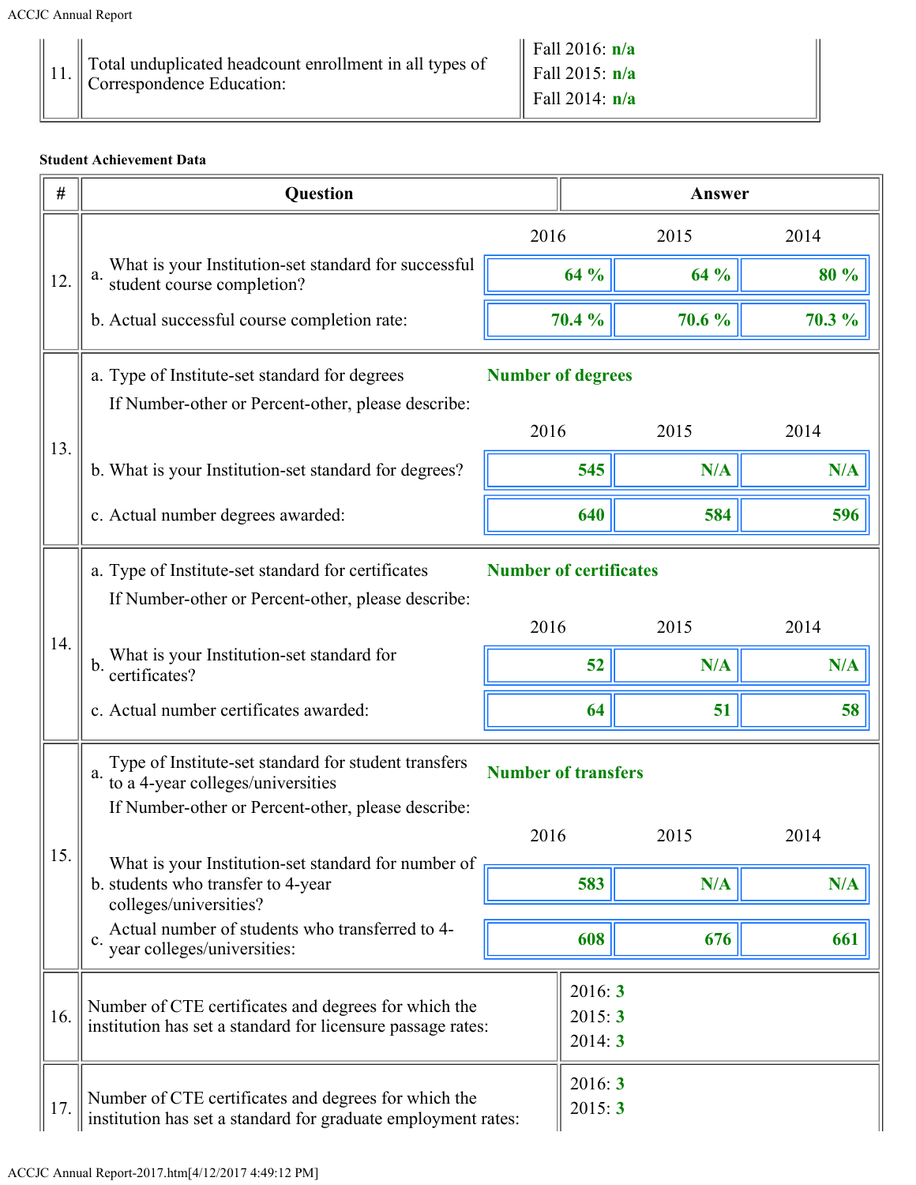| | | |
|---|---|---|
| 11. | Total unduplicated headcount enrollment in all types of Correspondence Education: | Fall 2016: **n/a**<br>Fall 2015: **n/a**<br>Fall 2014: **n/a** |

**Student Achievement Data**

| # | Question | Answer | | |
|---|---|---|---|---|
| | | 2016 | 2015 | 2014 |
| 12. | a. What is your Institution-set standard for successful student course completion? | **64 %** | **64 %** | **80 %** |
| | b. Actual successful course completion rate: | **70.4 %** | **70.6 %** | **70.3 %** |
| 13. | a. Type of Institute-set standard for degrees | **Number of degrees** | | |
| | If Number-other or Percent-other, please describe: | | | |
| | | 2016 | 2015 | 2014 |
| | b. What is your Institution-set standard for degrees? | **545** | **N/A** | **N/A** |
| | c. Actual number degrees awarded: | **640** | **584** | **596** |
| 14. | a. Type of Institute-set standard for certificates | **Number of certificates** | | |
| | If Number-other or Percent-other, please describe: | | | |
| | | 2016 | 2015 | 2014 |
| | b. What is your Institution-set standard for certificates? | **52** | **N/A** | **N/A** |
| | c. Actual number certificates awarded: | **64** | **51** | **58** |
| 15. | a. Type of Institute-set standard for student transfers to a 4-year colleges/universities | **Number of transfers** | | |
| | If Number-other or Percent-other, please describe: | | | |
| | | 2016 | 2015 | 2014 |
| | b. What is your Institution-set standard for number of students who transfer to 4-year colleges/universities? | **583** | **N/A** | **N/A** |
| | c. Actual number of students who transferred to 4-year colleges/universities: | **608** | **676** | **661** |
| 16. | Number of CTE certificates and degrees for which the institution has set a standard for licensure passage rates: | 2016: **3**<br>2015: **3**<br>2014: **3** | | |
| 17. | Number of CTE certificates and degrees for which the institution has set a standard for graduate employment rates: | 2016: **3**<br>2015: **3** | | |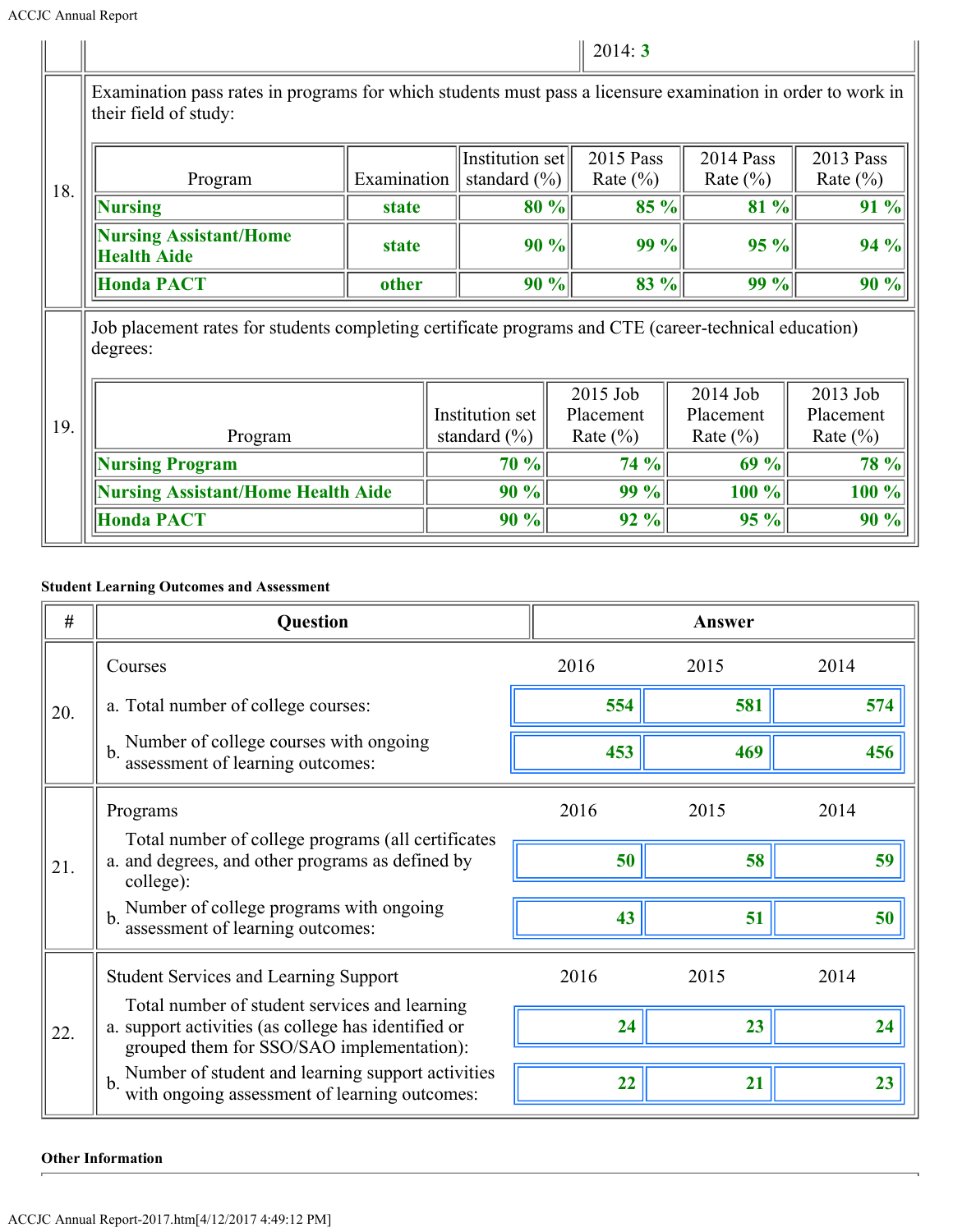| | | |
|---|---|---|
| | | 2014: 3 |

| # | |
|---|---|
| 18. | Examination pass rates in programs for which students must pass a licensure examination in order to work in their field of study: |

| Program | Examination | Institution set standard (%) | 2015 Pass Rate (%) | 2014 Pass Rate (%) | 2013 Pass Rate (%) |
|---|---|---|---|---|---|
| **Nursing** | **state** | **80 %** | **85 %** | **81 %** | **91 %** |
| **Nursing Assistant/Home Health Aide** | **state** | **90 %** | **99 %** | **95 %** | **94 %** |
| **Honda PACT** | **other** | **90 %** | **83 %** | **99 %** | **90 %** |

| # | |
|---|---|
| 19. | Job placement rates for students completing certificate programs and CTE (career-technical education) degrees: |

| Program | Institution set standard (%) | 2015 Job Placement Rate (%) | 2014 Job Placement Rate (%) | 2013 Job Placement Rate (%) |
|---|---|---|---|---|
| **Nursing Program** | **70 %** | **74 %** | **69 %** | **78 %** |
| **Nursing Assistant/Home Health Aide** | **90 %** | **99 %** | **100 %** | **100 %** |
| **Honda PACT** | **90 %** | **92 %** | **95 %** | **90 %** |

**Student Learning Outcomes and Assessment**

| # | Question | Answer 2016 | Answer 2015 | Answer 2014 |
|---|---|---|---|---|
| 20. | Courses | 2016 | 2015 | 2014 |
| | a. Total number of college courses: | **554** | **581** | **574** |
| | b. Number of college courses with ongoing assessment of learning outcomes: | **453** | **469** | **456** |
| 21. | Programs | 2016 | 2015 | 2014 |
| | a. Total number of college programs (all certificates and degrees, and other programs as defined by college): | **50** | **58** | **59** |
| | b. Number of college programs with ongoing assessment of learning outcomes: | **43** | **51** | **50** |
| 22. | Student Services and Learning Support | 2016 | 2015 | 2014 |
| | a. Total number of student services and learning support activities (as college has identified or grouped them for SSO/SAO implementation): | **24** | **23** | **24** |
| | b. Number of student and learning support activities with ongoing assessment of learning outcomes: | **22** | **21** | **23** |

**Other Information**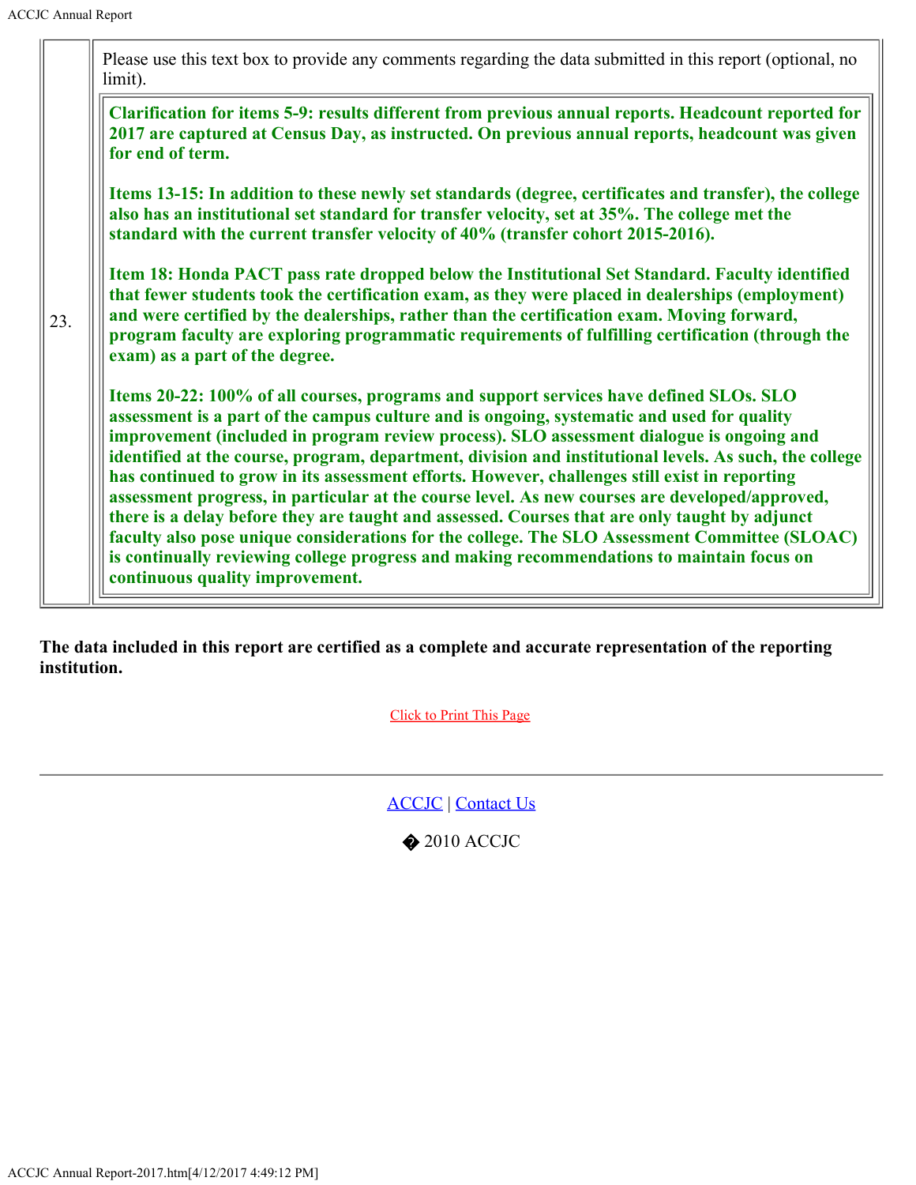| | |
|---|---|
| 23. | Please use this text box to provide any comments regarding the data submitted in this report (optional, no limit).<br><br>**Clarification for items 5-9: results different from previous annual reports. Headcount reported for 2017 are captured at Census Day, as instructed. On previous annual reports, headcount was given for end of term.**<br><br>**Items 13-15: In addition to these newly set standards (degree, certificates and transfer), the college also has an institutional set standard for transfer velocity, set at 35%. The college met the standard with the current transfer velocity of 40% (transfer cohort 2015-2016).**<br><br>**Item 18: Honda PACT pass rate dropped below the Institutional Set Standard. Faculty identified that fewer students took the certification exam, as they were placed in dealerships (employment) and were certified by the dealerships, rather than the certification exam. Moving forward, program faculty are exploring programmatic requirements of fulfilling certification (through the exam) as a part of the degree.**<br><br>**Items 20-22: 100% of all courses, programs and support services have defined SLOs. SLO assessment is a part of the campus culture and is ongoing, systematic and used for quality improvement (included in program review process). SLO assessment dialogue is ongoing and identified at the course, program, department, division and institutional levels. As such, the college has continued to grow in its assessment efforts. However, challenges still exist in reporting assessment progress, in particular at the course level. As new courses are developed/approved, there is a delay before they are taught and assessed. Courses that are only taught by adjunct faculty also pose unique considerations for the college. The SLO Assessment Committee (SLOAC) is continually reviewing college progress and making recommendations to maintain focus on continuous quality improvement.** |

**The data included in this report are certified as a complete and accurate representation of the reporting institution.**

Click to Print This Page

ACCJC | Contact Us

� 2010 ACCJC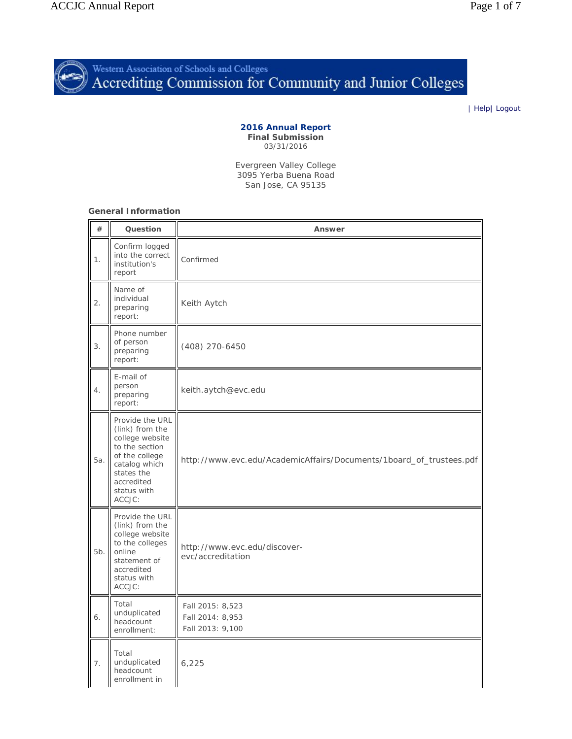Western Association of Schools and Colleges
Accrediting Commission for Community and Junior Colleges

| Help| Logout

**2016 Annual Report**
**Final Submission**
03/31/2016

Evergreen Valley College
3095 Yerba Buena Road
San Jose, CA 95135

**General Information**

| # | Question | Answer |
|---|---|---|
| 1. | Confirm logged into the correct institution's report | Confirmed |
| 2. | Name of individual preparing report: | Keith Aytch |
| 3. | Phone number of person preparing report: | (408) 270-6450 |
| 4. | E-mail of person preparing report: | keith.aytch@evc.edu |
| 5a. | Provide the URL (link) from the college website to the section of the college catalog which states the accredited status with ACCJC: | http://www.evc.edu/AcademicAffairs/Documents/1board_of_trustees.pdf |
| 5b. | Provide the URL (link) from the college website to the colleges online statement of accredited status with ACCJC: | http://www.evc.edu/discover-evc/accreditation |
| 6. | Total unduplicated headcount enrollment: | Fall 2015: 8,523<br>Fall 2014: 8,953<br>Fall 2013: 9,100 |
| 7. | Total unduplicated headcount enrollment in | 6,225 |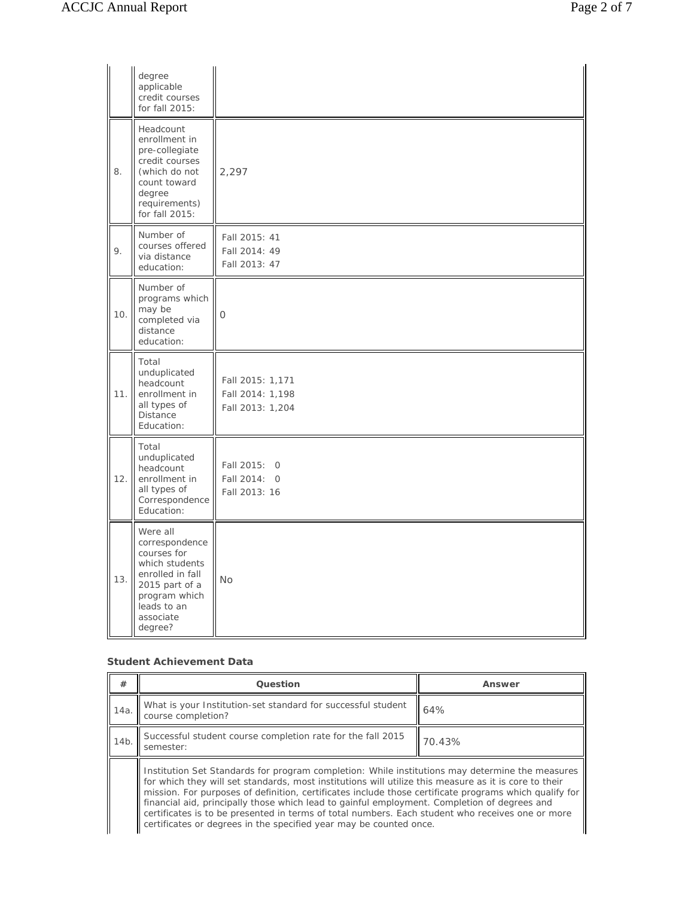| | | |
|---|---|---|
| | degree applicable credit courses for fall 2015: | |
| 8. | Headcount enrollment in pre-collegiate credit courses (which do not count toward degree requirements) for fall 2015: | 2,297 |
| 9. | Number of courses offered via distance education: | Fall 2015: 41<br>Fall 2014: 49<br>Fall 2013: 47 |
| 10. | Number of programs which may be completed via distance education: | 0 |
| 11. | Total unduplicated headcount enrollment in all types of Distance Education: | Fall 2015: 1,171<br>Fall 2014: 1,198<br>Fall 2013: 1,204 |
| 12. | Total unduplicated headcount enrollment in all types of Correspondence Education: | Fall 2015: 0<br>Fall 2014: 0<br>Fall 2013: 16 |
| 13. | Were all correspondence courses for which students enrolled in fall 2015 part of a program which leads to an associate degree? | No |

**Student Achievement Data**

| # | Question | Answer |
|---|---|---|
| 14a. | What is your Institution-set standard for successful student course completion? | 64% |
| 14b. | Successful student course completion rate for the fall 2015 semester: | 70.43% |
| | Institution Set Standards for program completion: While institutions may determine the measures for which they will set standards, most institutions will utilize this measure as it is core to their mission. For purposes of definition, certificates include those certificate programs which qualify for financial aid, principally those which lead to gainful employment. Completion of degrees and certificates is to be presented in terms of total numbers. Each student who receives one or more certificates or degrees in the specified year may be counted once. | |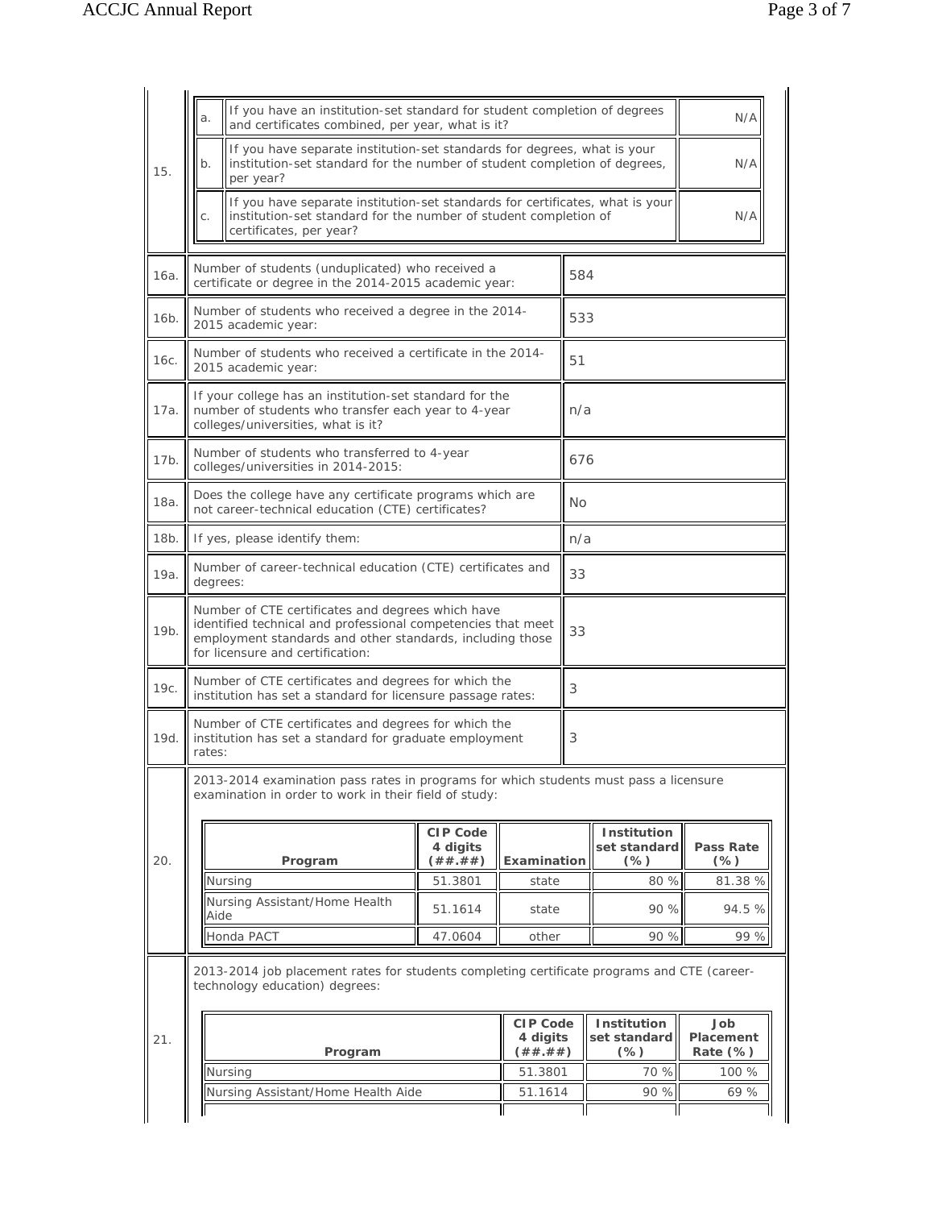| | | | |
|---|---|---|---|
| 15. | a. | If you have an institution-set standard for student completion of degrees and certificates combined, per year, what is it? | N/A |
| | b. | If you have separate institution-set standards for degrees, what is your institution-set standard for the number of student completion of degrees, per year? | N/A |
| | c. | If you have separate institution-set standards for certificates, what is your institution-set standard for the number of student completion of certificates, per year? | N/A |

| | | |
|---|---|---|
| 16a. | Number of students (unduplicated) who received a certificate or degree in the 2014-2015 academic year: | 584 |
| 16b. | Number of students who received a degree in the 2014-2015 academic year: | 533 |
| 16c. | Number of students who received a certificate in the 2014-2015 academic year: | 51 |
| 17a. | If your college has an institution-set standard for the number of students who transfer each year to 4-year colleges/universities, what is it? | n/a |
| 17b. | Number of students who transferred to 4-year colleges/universities in 2014-2015: | 676 |
| 18a. | Does the college have any certificate programs which are not career-technical education (CTE) certificates? | No |
| 18b. | If yes, please identify them: | n/a |
| 19a. | Number of career-technical education (CTE) certificates and degrees: | 33 |
| 19b. | Number of CTE certificates and degrees which have identified technical and professional competencies that meet employment standards and other standards, including those for licensure and certification: | 33 |
| 19c. | Number of CTE certificates and degrees for which the institution has set a standard for licensure passage rates: | 3 |
| 19d. | Number of CTE certificates and degrees for which the institution has set a standard for graduate employment rates: | 3 |

20. 2013-2014 examination pass rates in programs for which students must pass a licensure examination in order to work in their field of study:

| Program | CIP Code 4 digits (##.##) | Examination | Institution set standard (%) | Pass Rate (%) |
|---|---|---|---|---|
| Nursing | 51.3801 | state | 80 % | 81.38 % |
| Nursing Assistant/Home Health Aide | 51.1614 | state | 90 % | 94.5 % |
| Honda PACT | 47.0604 | other | 90 % | 99 % |

21. 2013-2014 job placement rates for students completing certificate programs and CTE (career-technology education) degrees:

| Program | CIP Code 4 digits (##.##) | Institution set standard (%) | Job Placement Rate (%) |
|---|---|---|---|
| Nursing | 51.3801 | 70 % | 100 % |
| Nursing Assistant/Home Health Aide | 51.1614 | 90 % | 69 % |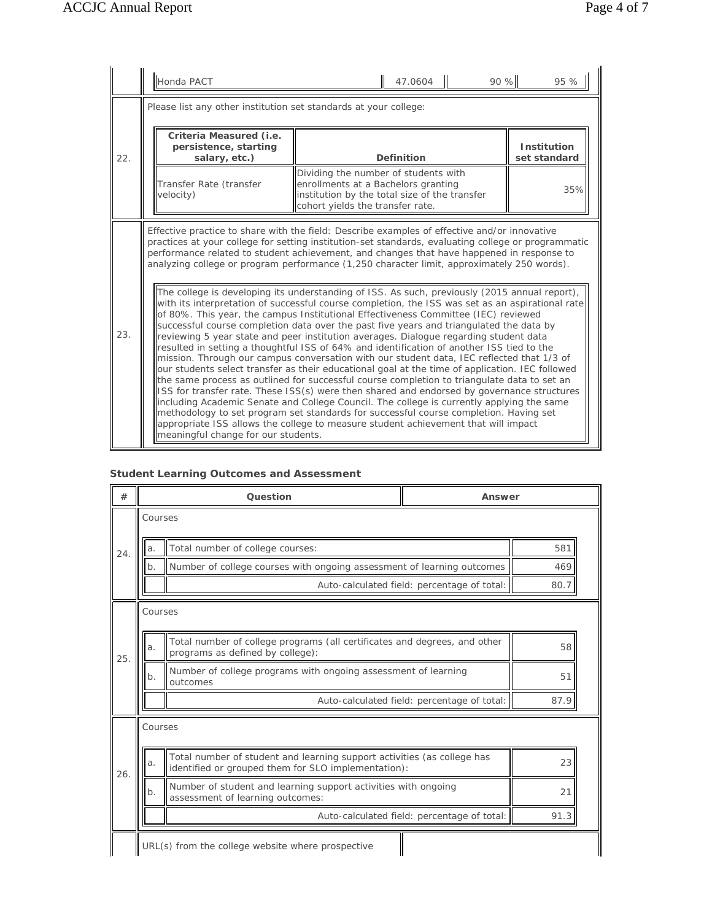| | | | | |
|---|---|---|---|---|
| | Honda PACT | 47.0604 | 90 % | 95 % |

| | | | |
|---|---|---|---|
| 22. | Please list any other institution set standards at your college: | | |
| | **Criteria Measured (i.e. persistence, starting salary, etc.)** | **Definition** | **Institution set standard** |
| | Transfer Rate (transfer velocity) | Dividing the number of students with enrollments at a Bachelors granting institution by the total size of the transfer cohort yields the transfer rate. | 35% |

| | |
|---|---|
| 23. | Effective practice to share with the field: Describe examples of effective and/or innovative practices at your college for setting institution-set standards, evaluating college or programmatic performance related to student achievement, and changes that have happened in response to analyzing college or program performance (1,250 character limit, approximately 250 words). |
| | The college is developing its understanding of ISS. As such, previously (2015 annual report), with its interpretation of successful course completion, the ISS was set as an aspirational rate of 80%. This year, the campus Institutional Effectiveness Committee (IEC) reviewed successful course completion data over the past five years and triangulated the data by reviewing 5 year state and peer institution averages. Dialogue regarding student data resulted in setting a thoughtful ISS of 64% and identification of another ISS tied to the mission. Through our campus conversation with our student data, IEC reflected that 1/3 of our students select transfer as their educational goal at the time of application. IEC followed the same process as outlined for successful course completion to triangulate data to set an ISS for transfer rate. These ISS(s) were then shared and endorsed by governance structures including Academic Senate and College Council. The college is currently applying the same methodology to set program set standards for successful course completion. Having set appropriate ISS allows the college to measure student achievement that will impact meaningful change for our students. |

**Student Learning Outcomes and Assessment**

| # | Question | | Answer |
|---|---|---|---|
| 24. | Courses | | |
| | a. | Total number of college courses: | 581 |
| | b. | Number of college courses with ongoing assessment of learning outcomes | 469 |
| | | Auto-calculated field: percentage of total: | 80.7 |
| 25. | Courses | | |
| | a. | Total number of college programs (all certificates and degrees, and other programs as defined by college): | 58 |
| | b. | Number of college programs with ongoing assessment of learning outcomes | 51 |
| | | Auto-calculated field: percentage of total: | 87.9 |
| 26. | Courses | | |
| | a. | Total number of student and learning support activities (as college has identified or grouped them for SLO implementation): | 23 |
| | b. | Number of student and learning support activities with ongoing assessment of learning outcomes: | 21 |
| | | Auto-calculated field: percentage of total: | 91.3 |
| | URL(s) from the college website where prospective | | |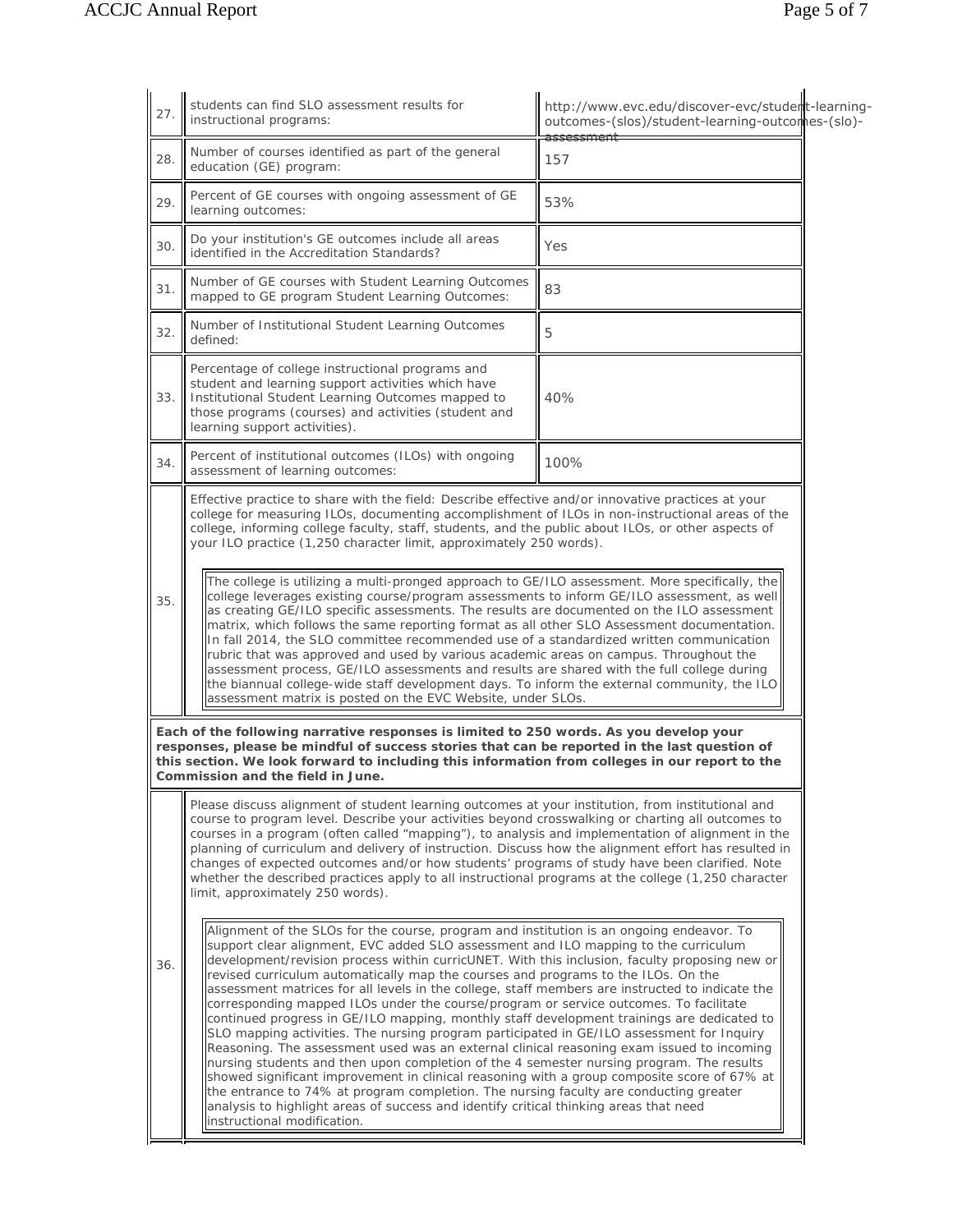| | | |
|---|---|---|
| 27. | students can find SLO assessment results for instructional programs: | http://www.evc.edu/discover-evc/student-learning-outcomes-(slos)/student-learning-outcomes-(slo)-assessment |
| 28. | Number of courses identified as part of the general education (GE) program: | 157 |
| 29. | Percent of GE courses with ongoing assessment of GE learning outcomes: | 53% |
| 30. | Do your institution's GE outcomes include all areas identified in the Accreditation Standards? | Yes |
| 31. | Number of GE courses with Student Learning Outcomes mapped to GE program Student Learning Outcomes: | 83 |
| 32. | Number of Institutional Student Learning Outcomes defined: | 5 |
| 33. | Percentage of college instructional programs and student and learning support activities which have Institutional Student Learning Outcomes mapped to those programs (courses) and activities (student and learning support activities). | 40% |
| 34. | Percent of institutional outcomes (ILOs) with ongoing assessment of learning outcomes: | 100% |

**35.** Effective practice to share with the field: Describe effective and/or innovative practices at your college for measuring ILOs, documenting accomplishment of ILOs in non-instructional areas of the college, informing college faculty, staff, students, and the public about ILOs, or other aspects of your ILO practice (1,250 character limit, approximately 250 words).

> The college is utilizing a multi-pronged approach to GE/ILO assessment. More specifically, the college leverages existing course/program assessments to inform GE/ILO assessment, as well as creating GE/ILO specific assessments. The results are documented on the ILO assessment matrix, which follows the same reporting format as all other SLO Assessment documentation. In fall 2014, the SLO committee recommended use of a standardized written communication rubric that was approved and used by various academic areas on campus. Throughout the assessment process, GE/ILO assessments and results are shared with the full college during the biannual college-wide staff development days. To inform the external community, the ILO assessment matrix is posted on the EVC Website, under SLOs.

**Each of the following narrative responses is limited to 250 words. As you develop your responses, please be mindful of success stories that can be reported in the last question of this section. We look forward to including this information from colleges in our report to the Commission and the field in June.**

**36.** Please discuss alignment of student learning outcomes at your institution, from institutional and course to program level. Describe your activities beyond crosswalking or charting all outcomes to courses in a program (often called "mapping"), to analysis and implementation of alignment in the planning of curriculum and delivery of instruction. Discuss how the alignment effort has resulted in changes of expected outcomes and/or how students' programs of study have been clarified. Note whether the described practices apply to all instructional programs at the college (1,250 character limit, approximately 250 words).

> Alignment of the SLOs for the course, program and institution is an ongoing endeavor. To support clear alignment, EVC added SLO assessment and ILO mapping to the curriculum development/revision process within curricUNET. With this inclusion, faculty proposing new or revised curriculum automatically map the courses and programs to the ILOs. On the assessment matrices for all levels in the college, staff members are instructed to indicate the corresponding mapped ILOs under the course/program or service outcomes. To facilitate continued progress in GE/ILO mapping, monthly staff development trainings are dedicated to SLO mapping activities. The nursing program participated in GE/ILO assessment for Inquiry Reasoning. The assessment used was an external clinical reasoning exam issued to incoming nursing students and then upon completion of the 4 semester nursing program. The results showed significant improvement in clinical reasoning with a group composite score of 67% at the entrance to 74% at program completion. The nursing faculty are conducting greater analysis to highlight areas of success and identify critical thinking areas that need instructional modification.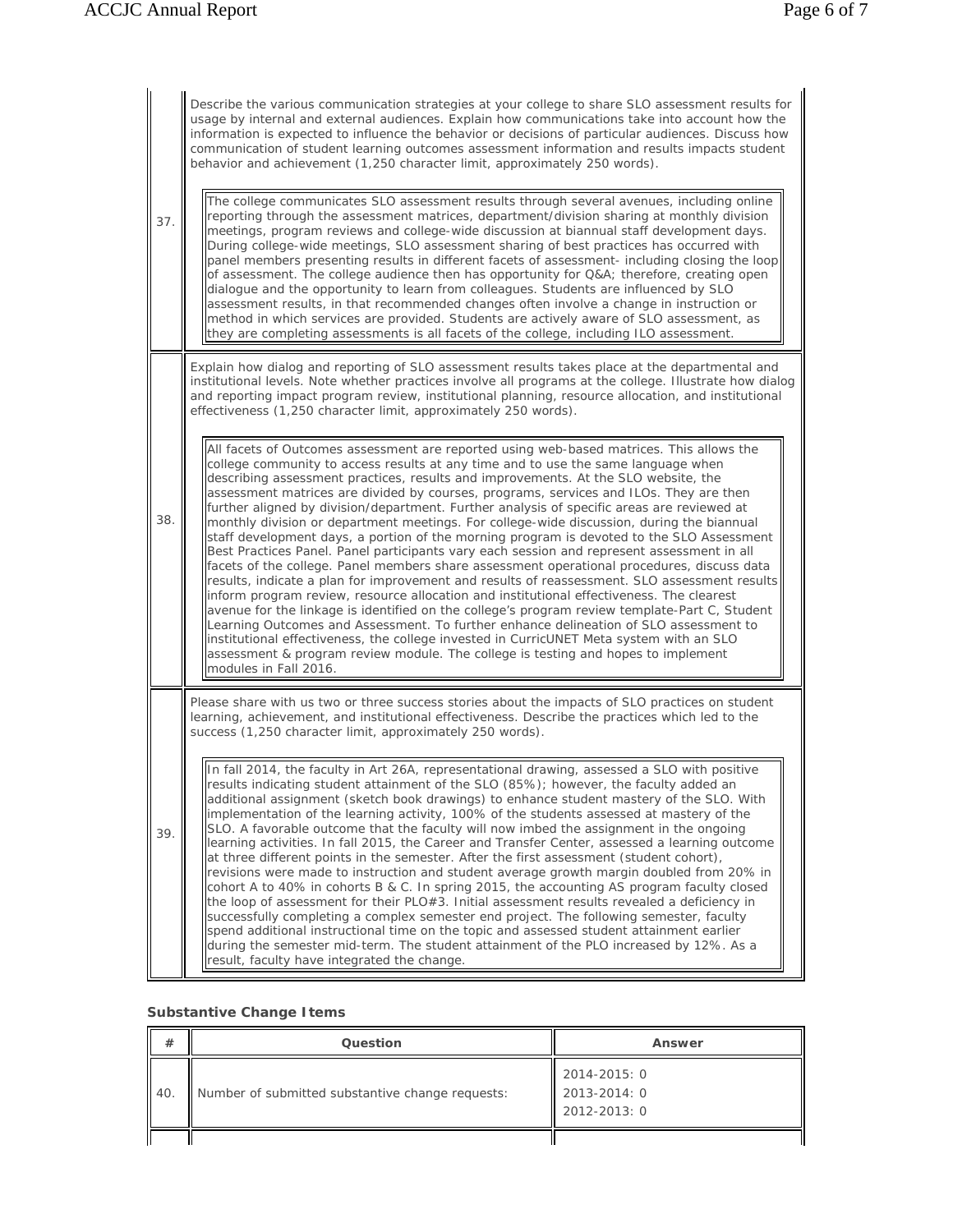| | |
|---|---|
| 37. | Describe the various communication strategies at your college to share SLO assessment results for usage by internal and external audiences. Explain how communications take into account how the information is expected to influence the behavior or decisions of particular audiences. Discuss how communication of student learning outcomes assessment information and results impacts student behavior and achievement (1,250 character limit, approximately 250 words).<br><br>The college communicates SLO assessment results through several avenues, including online reporting through the assessment matrices, department/division sharing at monthly division meetings, program reviews and college-wide discussion at biannual staff development days. During college-wide meetings, SLO assessment sharing of best practices has occurred with panel members presenting results in different facets of assessment- including closing the loop of assessment. The college audience then has opportunity for Q&A; therefore, creating open dialogue and the opportunity to learn from colleagues. Students are influenced by SLO assessment results, in that recommended changes often involve a change in instruction or method in which services are provided. Students are actively aware of SLO assessment, as they are completing assessments is all facets of the college, including ILO assessment. |
| 38. | Explain how dialog and reporting of SLO assessment results takes place at the departmental and institutional levels. Note whether practices involve all programs at the college. Illustrate how dialog and reporting impact program review, institutional planning, resource allocation, and institutional effectiveness (1,250 character limit, approximately 250 words).<br><br>All facets of Outcomes assessment are reported using web-based matrices. This allows the college community to access results at any time and to use the same language when describing assessment practices, results and improvements. At the SLO website, the assessment matrices are divided by courses, programs, services and ILOs. They are then further aligned by division/department. Further analysis of specific areas are reviewed at monthly division or department meetings. For college-wide discussion, during the biannual staff development days, a portion of the morning program is devoted to the SLO Assessment Best Practices Panel. Panel participants vary each session and represent assessment in all facets of the college. Panel members share assessment operational procedures, discuss data results, indicate a plan for improvement and results of reassessment. SLO assessment results inform program review, resource allocation and institutional effectiveness. The clearest avenue for the linkage is identified on the college's program review template-Part C, Student Learning Outcomes and Assessment. To further enhance delineation of SLO assessment to institutional effectiveness, the college invested in CurricUNET Meta system with an SLO assessment & program review module. The college is testing and hopes to implement modules in Fall 2016. |
| 39. | Please share with us two or three success stories about the impacts of SLO practices on student learning, achievement, and institutional effectiveness. Describe the practices which led to the success (1,250 character limit, approximately 250 words).<br><br>In fall 2014, the faculty in Art 26A, representational drawing, assessed a SLO with positive results indicating student attainment of the SLO (85%); however, the faculty added an additional assignment (sketch book drawings) to enhance student mastery of the SLO. With implementation of the learning activity, 100% of the students assessed at mastery of the SLO. A favorable outcome that the faculty will now imbed the assignment in the ongoing learning activities. In fall 2015, the Career and Transfer Center, assessed a learning outcome at three different points in the semester. After the first assessment (student cohort), revisions were made to instruction and student average growth margin doubled from 20% in cohort A to 40% in cohorts B & C. In spring 2015, the accounting AS program faculty closed the loop of assessment for their PLO#3. Initial assessment results revealed a deficiency in successfully completing a complex semester end project. The following semester, faculty spend additional instructional time on the topic and assessed student attainment earlier during the semester mid-term. The student attainment of the PLO increased by 12%. As a result, faculty have integrated the change. |

**Substantive Change Items**

| # | Question | Answer |
|---|---|---|
| 40. | Number of submitted substantive change requests: | 2014-2015: 0<br>2013-2014: 0<br>2012-2013: 0 |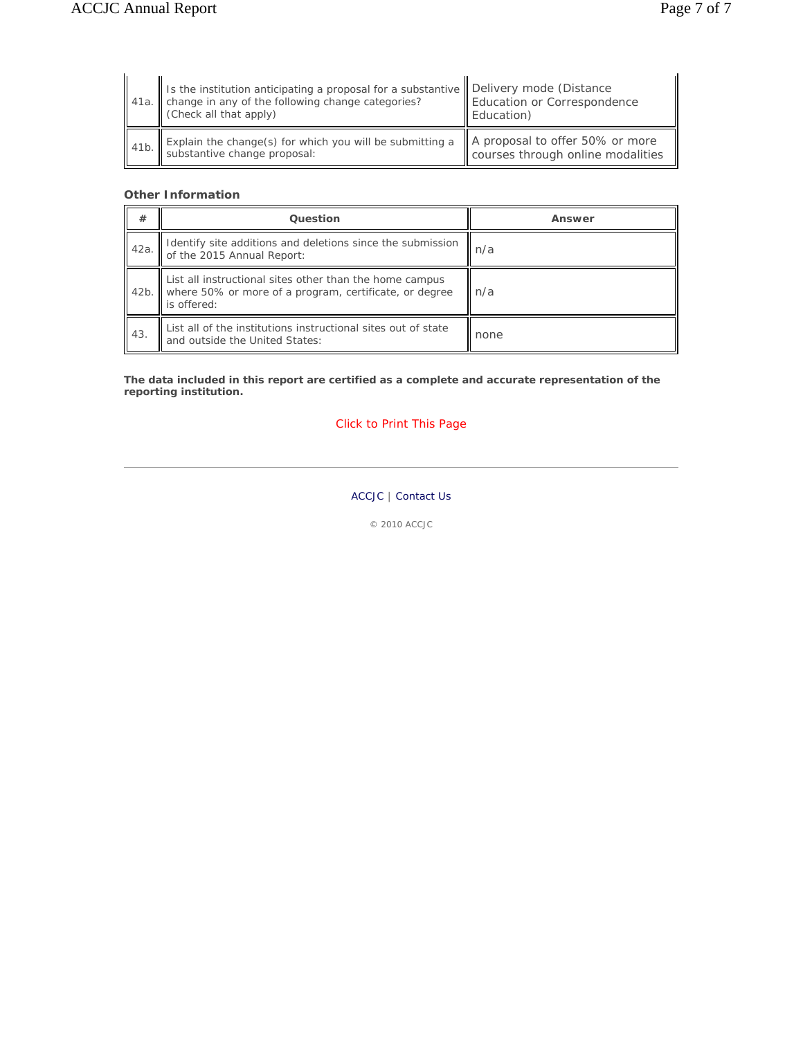| | | |
|---|---|---|
| 41a. | Is the institution anticipating a proposal for a substantive change in any of the following change categories? (Check all that apply) | Delivery mode (Distance Education or Correspondence Education) |
| 41b. | Explain the change(s) for which you will be submitting a substantive change proposal: | A proposal to offer 50% or more courses through online modalities |

**Other Information**

| # | Question | Answer |
|---|---|---|
| 42a. | Identify site additions and deletions since the submission of the 2015 Annual Report: | n/a |
| 42b. | List all instructional sites other than the home campus where 50% or more of a program, certificate, or degree is offered: | n/a |
| 43. | List all of the institutions instructional sites out of state and outside the United States: | none |

**The data included in this report are certified as a complete and accurate representation of the reporting institution.**

Click to Print This Page

ACCJC | Contact Us

© 2010 ACCJC